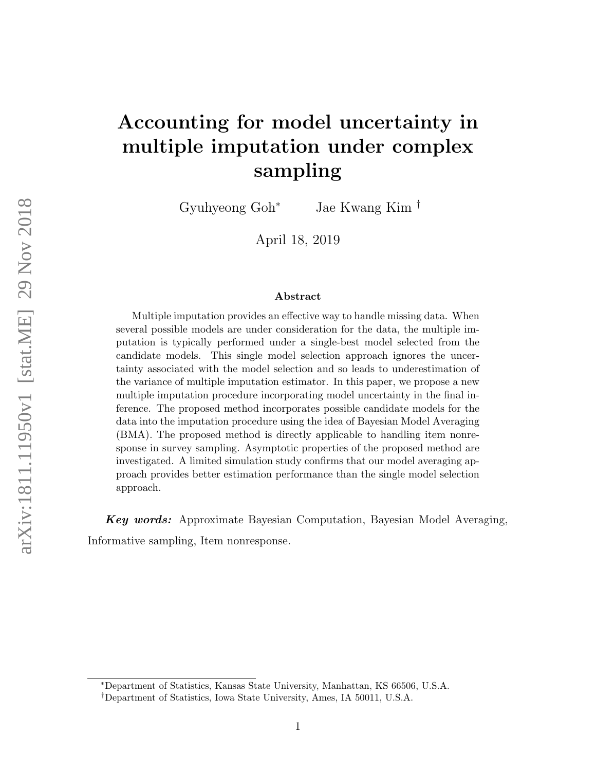# Accounting for model uncertainty in multiple imputation under complex sampling

Gyuhyeong Goh[*] Jae Kwang Kim[†]

April 18, 2019

## Abstract

Multiple imputation provides an effective way to handle missing data. When several possible models are under consideration for the data, the multiple imputation is typically performed under a single-best model selected from the candidate models. This single model selection approach ignores the uncertainty associated with the model selection and so leads to underestimation of the variance of multiple imputation estimator. In this paper, we propose a new multiple imputation procedure incorporating model uncertainty in the final inference. The proposed method incorporates possible candidate models for the data into the imputation procedure using the idea of Bayesian Model Averaging (BMA). The proposed method is directly applicable to handling item nonresponse in survey sampling. Asymptotic properties of the proposed method are investigated. A limited simulation study confirms that our model averaging approach provides better estimation performance than the single model selection approach.

***Key words:*** Approximate Bayesian Computation, Bayesian Model Averaging, Informative sampling, Item nonresponse.

---

[*] Department of Statistics, Kansas State University, Manhattan, KS 66506, U.S.A.

[†] Department of Statistics, Iowa State University, Ames, IA 50011, U.S.A.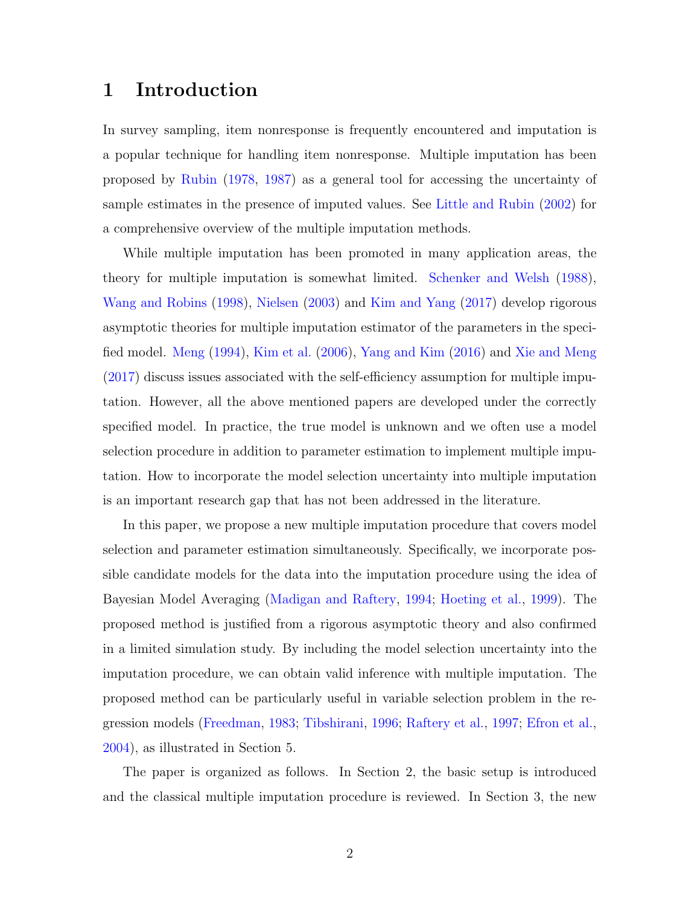# 1 Introduction

In survey sampling, item nonresponse is frequently encountered and imputation is a popular technique for handling item nonresponse. Multiple imputation has been proposed by Rubin (1978, 1987) as a general tool for accessing the uncertainty of sample estimates in the presence of imputed values. See Little and Rubin (2002) for a comprehensive overview of the multiple imputation methods.

While multiple imputation has been promoted in many application areas, the theory for multiple imputation is somewhat limited. Schenker and Welsh (1988), Wang and Robins (1998), Nielsen (2003) and Kim and Yang (2017) develop rigorous asymptotic theories for multiple imputation estimator of the parameters in the specified model. Meng (1994), Kim et al. (2006), Yang and Kim (2016) and Xie and Meng (2017) discuss issues associated with the self-efficiency assumption for multiple imputation. However, all the above mentioned papers are developed under the correctly specified model. In practice, the true model is unknown and we often use a model selection procedure in addition to parameter estimation to implement multiple imputation. How to incorporate the model selection uncertainty into multiple imputation is an important research gap that has not been addressed in the literature.

In this paper, we propose a new multiple imputation procedure that covers model selection and parameter estimation simultaneously. Specifically, we incorporate possible candidate models for the data into the imputation procedure using the idea of Bayesian Model Averaging (Madigan and Raftery, 1994; Hoeting et al., 1999). The proposed method is justified from a rigorous asymptotic theory and also confirmed in a limited simulation study. By including the model selection uncertainty into the imputation procedure, we can obtain valid inference with multiple imputation. The proposed method can be particularly useful in variable selection problem in the regression models (Freedman, 1983; Tibshirani, 1996; Raftery et al., 1997; Efron et al., 2004), as illustrated in Section 5.

The paper is organized as follows. In Section 2, the basic setup is introduced and the classical multiple imputation procedure is reviewed. In Section 3, the new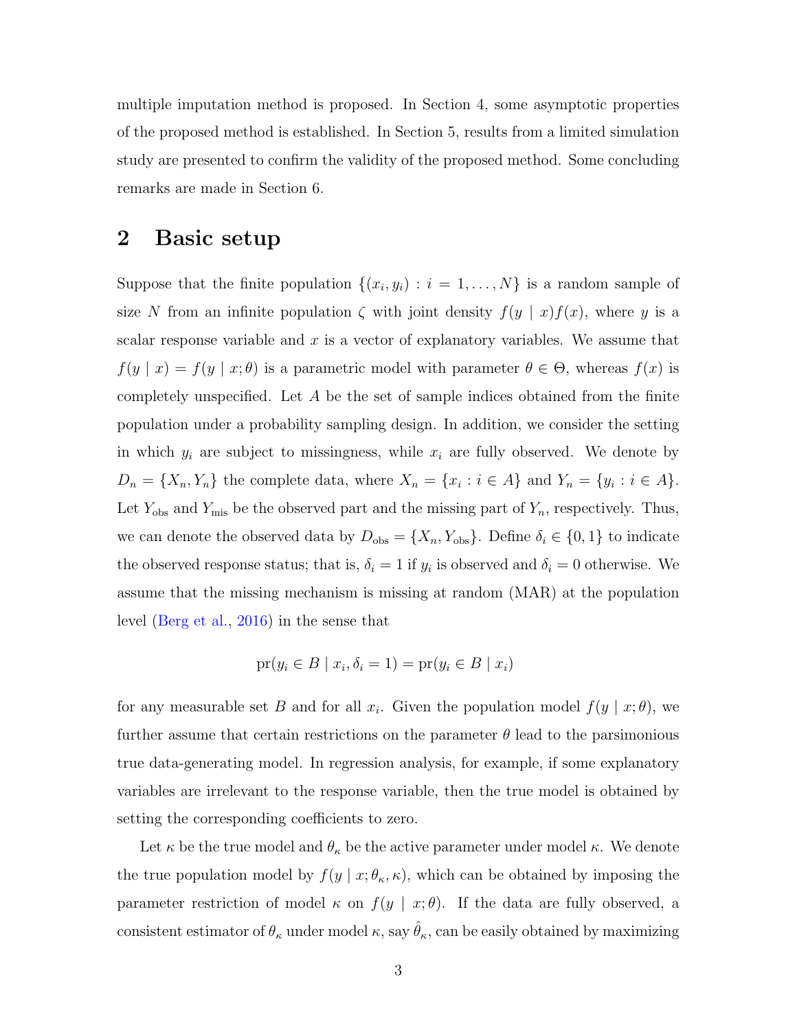multiple imputation method is proposed. In Section 4, some asymptotic properties of the proposed method is established. In Section 5, results from a limited simulation study are presented to confirm the validity of the proposed method. Some concluding remarks are made in Section 6.

## 2 Basic setup

Suppose that the finite population $\{(x_i, y_i) : i = 1, \ldots, N\}$ is a random sample of size $N$ from an infinite population $\zeta$ with joint density $f(y \mid x)f(x)$, where $y$ is a scalar response variable and $x$ is a vector of explanatory variables. We assume that $f(y \mid x) = f(y \mid x; \theta)$ is a parametric model with parameter $\theta \in \Theta$, whereas $f(x)$ is completely unspecified. Let $A$ be the set of sample indices obtained from the finite population under a probability sampling design. In addition, we consider the setting in which $y_i$ are subject to missingness, while $x_i$ are fully observed. We denote by $D_n = \{X_n, Y_n\}$ the complete data, where $X_n = \{x_i : i \in A\}$ and $Y_n = \{y_i : i \in A\}$. Let $Y_{\text{obs}}$ and $Y_{\text{mis}}$ be the observed part and the missing part of $Y_n$, respectively. Thus, we can denote the observed data by $D_{\text{obs}} = \{X_n, Y_{\text{obs}}\}$. Define $\delta_i \in \{0, 1\}$ to indicate the observed response status; that is, $\delta_i = 1$ if $y_i$ is observed and $\delta_i = 0$ otherwise. We assume that the missing mechanism is missing at random (MAR) at the population level (Berg et al., 2016) in the sense that

$$\text{pr}(y_i \in B \mid x_i, \delta_i = 1) = \text{pr}(y_i \in B \mid x_i)$$

for any measurable set $B$ and for all $x_i$. Given the population model $f(y \mid x; \theta)$, we further assume that certain restrictions on the parameter $\theta$ lead to the parsimonious true data-generating model. In regression analysis, for example, if some explanatory variables are irrelevant to the response variable, then the true model is obtained by setting the corresponding coefficients to zero.

Let $\kappa$ be the true model and $\theta_\kappa$ be the active parameter under model $\kappa$. We denote the true population model by $f(y \mid x; \theta_\kappa, \kappa)$, which can be obtained by imposing the parameter restriction of model $\kappa$ on $f(y \mid x; \theta)$. If the data are fully observed, a consistent estimator of $\theta_\kappa$ under model $\kappa$, say $\hat{\theta}_\kappa$, can be easily obtained by maximizing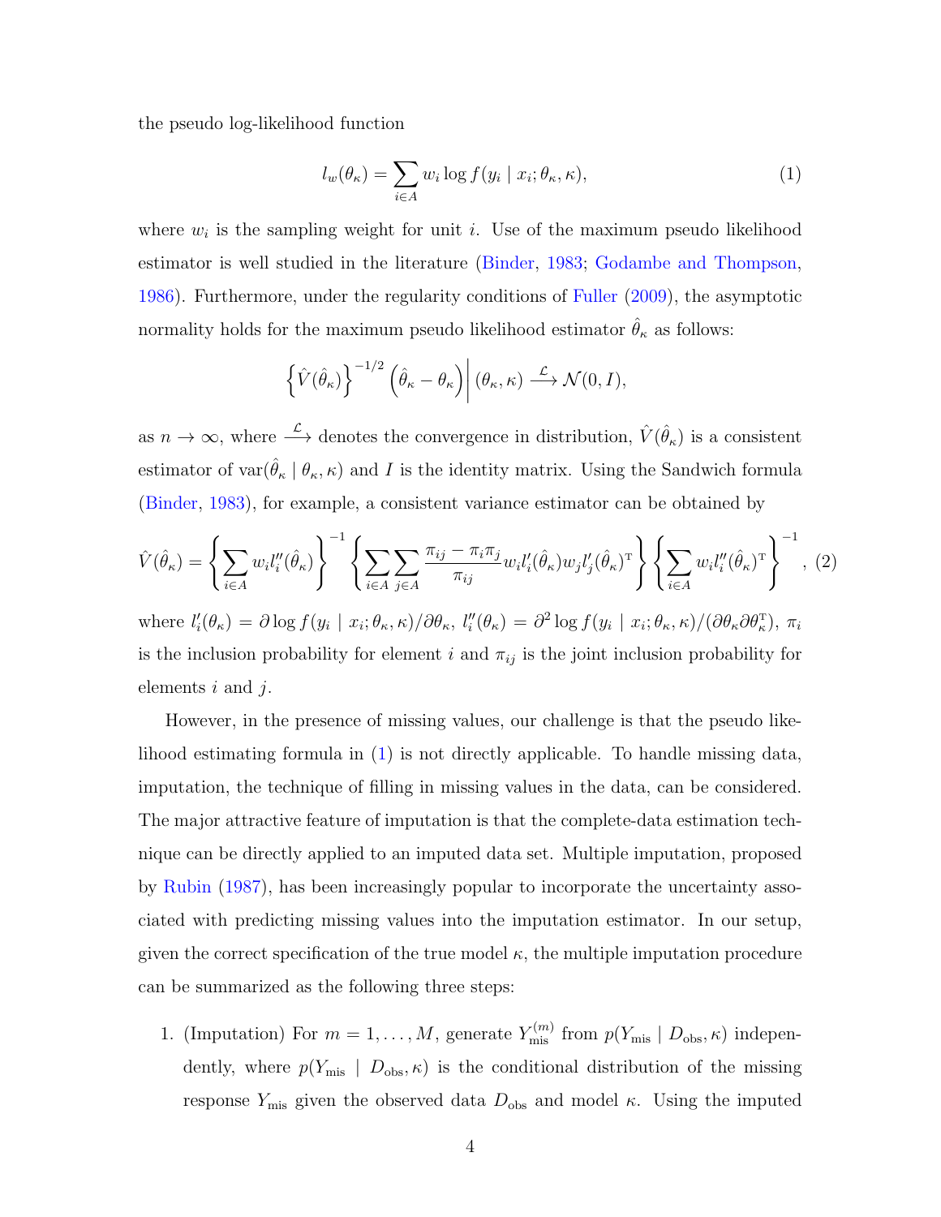the pseudo log-likelihood function

$$l_w(\theta_\kappa) = \sum_{i \in A} w_i \log f(y_i \mid x_i; \theta_\kappa, \kappa), \tag{1}$$

where $w_i$ is the sampling weight for unit $i$. Use of the maximum pseudo likelihood estimator is well studied in the literature (Binder, 1983; Godambe and Thompson, 1986). Furthermore, under the regularity conditions of Fuller (2009), the asymptotic normality holds for the maximum pseudo likelihood estimator $\hat{\theta}_\kappa$ as follows:

$$\left\{ \hat{V}(\hat{\theta}_\kappa) \right\}^{-1/2} \left( \hat{\theta}_\kappa - \theta_\kappa \right) \Big| (\theta_\kappa, \kappa) \xrightarrow{\mathcal{L}} \mathcal{N}(0, I),$$

as $n \to \infty$, where $\xrightarrow{\mathcal{L}}$ denotes the convergence in distribution, $\hat{V}(\hat{\theta}_\kappa)$ is a consistent estimator of $\text{var}(\hat{\theta}_\kappa \mid \theta_\kappa, \kappa)$ and $I$ is the identity matrix. Using the Sandwich formula (Binder, 1983), for example, a consistent variance estimator can be obtained by

$$\hat{V}(\hat{\theta}_\kappa) = \left\{ \sum_{i \in A} w_i l_i''(\hat{\theta}_\kappa) \right\}^{-1} \left\{ \sum_{i \in A} \sum_{j \in A} \frac{\pi_{ij} - \pi_i \pi_j}{\pi_{ij}} w_i l_i'(\hat{\theta}_\kappa) w_j l_j'(\hat{\theta}_\kappa)^{\mathrm{T}} \right\} \left\{ \sum_{i \in A} w_i l_i''(\hat{\theta}_\kappa)^{\mathrm{T}} \right\}^{-1}, \tag{2}$$

where $l_i'(\theta_\kappa) = \partial \log f(y_i \mid x_i; \theta_\kappa, \kappa)/\partial \theta_\kappa$, $l_i''(\theta_\kappa) = \partial^2 \log f(y_i \mid x_i; \theta_\kappa, \kappa)/(\partial \theta_\kappa \partial \theta_\kappa^{\mathrm{T}})$, $\pi_i$ is the inclusion probability for element $i$ and $\pi_{ij}$ is the joint inclusion probability for elements $i$ and $j$.

However, in the presence of missing values, our challenge is that the pseudo likelihood estimating formula in (1) is not directly applicable. To handle missing data, imputation, the technique of filling in missing values in the data, can be considered. The major attractive feature of imputation is that the complete-data estimation technique can be directly applied to an imputed data set. Multiple imputation, proposed by Rubin (1987), has been increasingly popular to incorporate the uncertainty associated with predicting missing values into the imputation estimator. In our setup, given the correct specification of the true model $\kappa$, the multiple imputation procedure can be summarized as the following three steps:

1. (Imputation) For $m = 1, \ldots, M$, generate $Y_{\text{mis}}^{(m)}$ from $p(Y_{\text{mis}} \mid D_{\text{obs}}, \kappa)$ independently, where $p(Y_{\text{mis}} \mid D_{\text{obs}}, \kappa)$ is the conditional distribution of the missing response $Y_{\text{mis}}$ given the observed data $D_{\text{obs}}$ and model $\kappa$. Using the imputed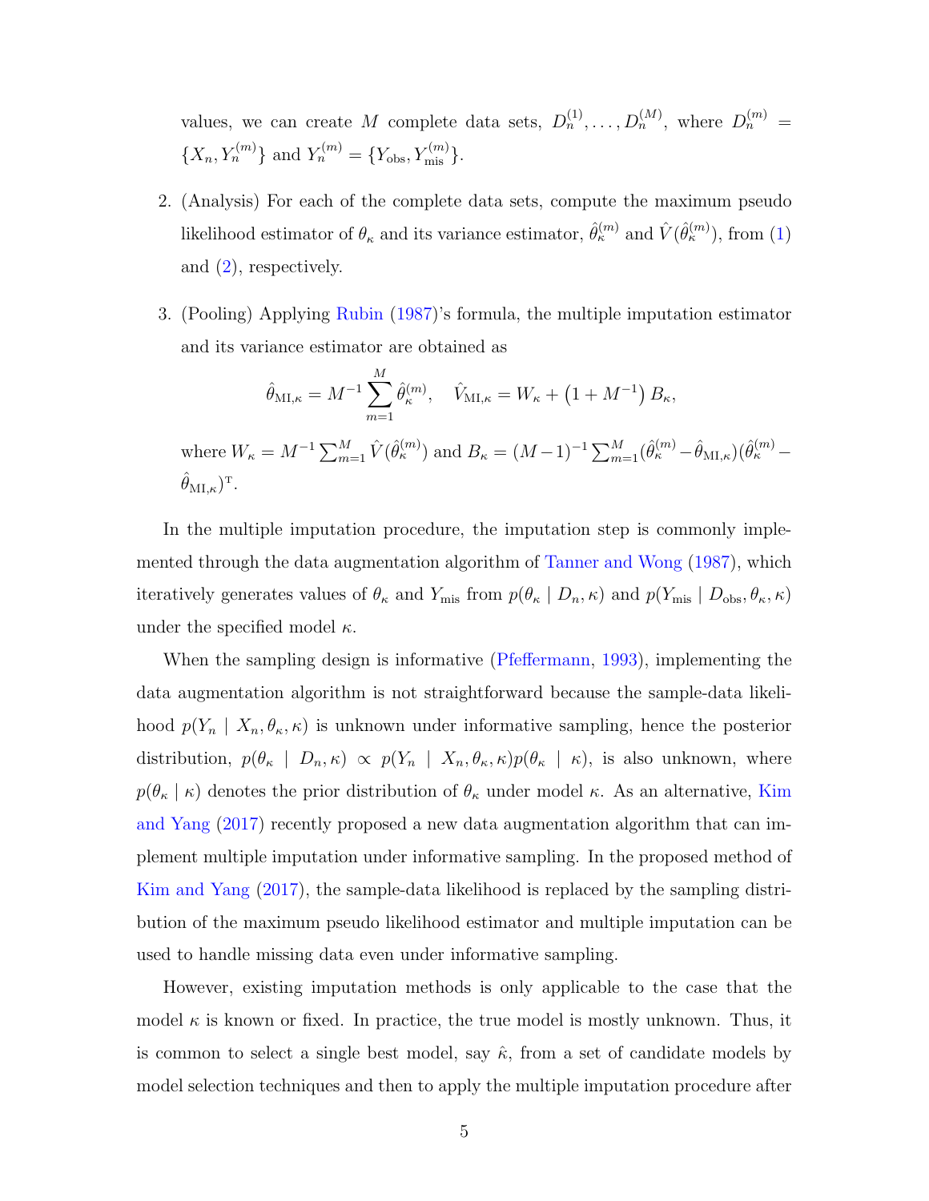values, we can create $M$ complete data sets, $D_n^{(1)}, \ldots, D_n^{(M)}$, where $D_n^{(m)} = \{X_n, Y_n^{(m)}\}$ and $Y_n^{(m)} = \{Y_{\text{obs}}, Y_{\text{mis}}^{(m)}\}$.

2. (Analysis) For each of the complete data sets, compute the maximum pseudo likelihood estimator of $\theta_\kappa$ and its variance estimator, $\hat{\theta}_\kappa^{(m)}$ and $\hat{V}(\hat{\theta}_\kappa^{(m)})$, from (1) and (2), respectively.

3. (Pooling) Applying Rubin (1987)'s formula, the multiple imputation estimator and its variance estimator are obtained as

$$\hat{\theta}_{\text{MI},\kappa} = M^{-1} \sum_{m=1}^{M} \hat{\theta}_\kappa^{(m)}, \quad \hat{V}_{\text{MI},\kappa} = W_\kappa + \left(1 + M^{-1}\right) B_\kappa,$$

where $W_\kappa = M^{-1} \sum_{m=1}^{M} \hat{V}(\hat{\theta}_\kappa^{(m)})$ and $B_\kappa = (M-1)^{-1} \sum_{m=1}^{M} (\hat{\theta}_\kappa^{(m)} - \hat{\theta}_{\text{MI},\kappa})(\hat{\theta}_\kappa^{(m)} - \hat{\theta}_{\text{MI},\kappa})^{\text{T}}$.

In the multiple imputation procedure, the imputation step is commonly implemented through the data augmentation algorithm of Tanner and Wong (1987), which iteratively generates values of $\theta_\kappa$ and $Y_{\text{mis}}$ from $p(\theta_\kappa \mid D_n, \kappa)$ and $p(Y_{\text{mis}} \mid D_{\text{obs}}, \theta_\kappa, \kappa)$ under the specified model $\kappa$.

When the sampling design is informative (Pfeffermann, 1993), implementing the data augmentation algorithm is not straightforward because the sample-data likelihood $p(Y_n \mid X_n, \theta_\kappa, \kappa)$ is unknown under informative sampling, hence the posterior distribution, $p(\theta_\kappa \mid D_n, \kappa) \propto p(Y_n \mid X_n, \theta_\kappa, \kappa) p(\theta_\kappa \mid \kappa)$, is also unknown, where $p(\theta_\kappa \mid \kappa)$ denotes the prior distribution of $\theta_\kappa$ under model $\kappa$. As an alternative, Kim and Yang (2017) recently proposed a new data augmentation algorithm that can implement multiple imputation under informative sampling. In the proposed method of Kim and Yang (2017), the sample-data likelihood is replaced by the sampling distribution of the maximum pseudo likelihood estimator and multiple imputation can be used to handle missing data even under informative sampling.

However, existing imputation methods is only applicable to the case that the model $\kappa$ is known or fixed. In practice, the true model is mostly unknown. Thus, it is common to select a single best model, say $\hat{\kappa}$, from a set of candidate models by model selection techniques and then to apply the multiple imputation procedure after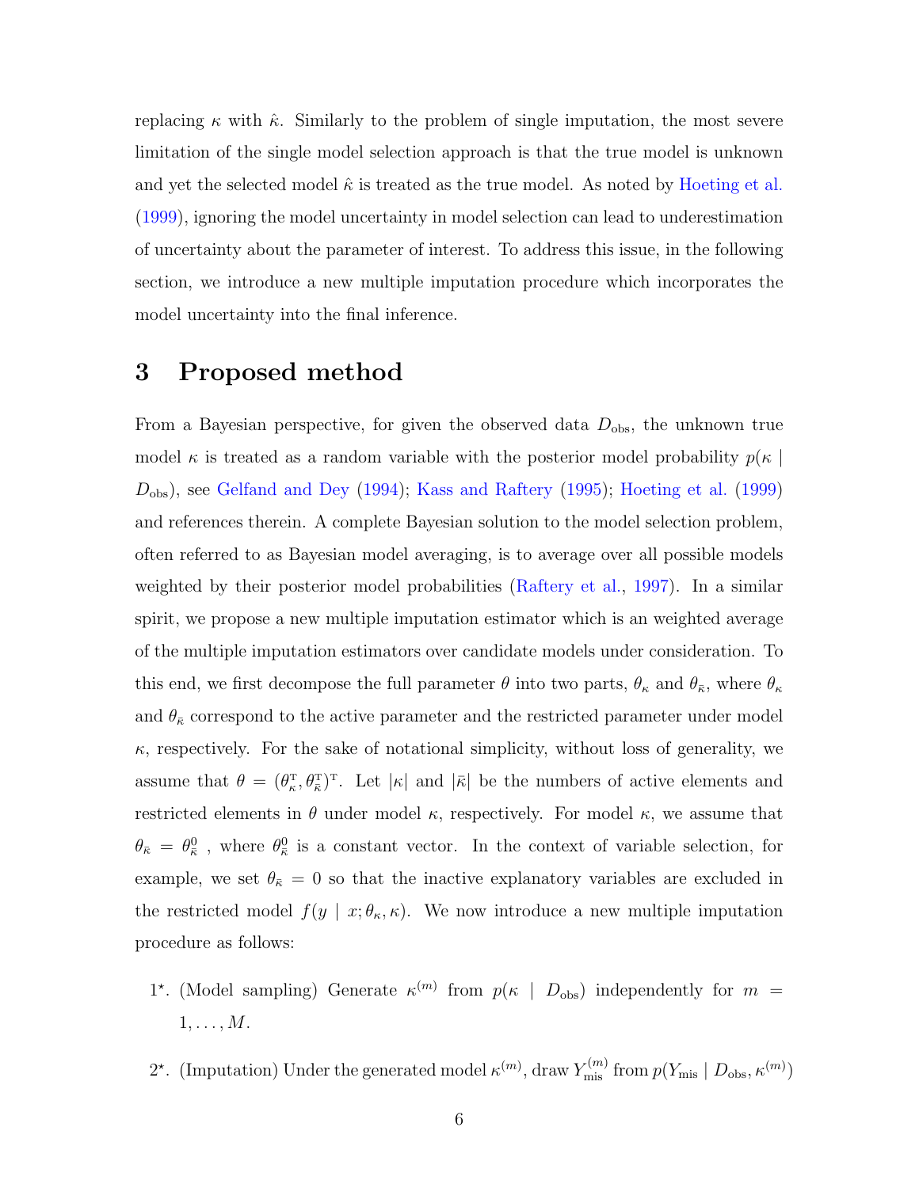replacing $\kappa$ with $\hat{\kappa}$. Similarly to the problem of single imputation, the most severe limitation of the single model selection approach is that the true model is unknown and yet the selected model $\hat{\kappa}$ is treated as the true model. As noted by Hoeting et al. (1999), ignoring the model uncertainty in model selection can lead to underestimation of uncertainty about the parameter of interest. To address this issue, in the following section, we introduce a new multiple imputation procedure which incorporates the model uncertainty into the final inference.

# 3 Proposed method

From a Bayesian perspective, for given the observed data $D_{\text{obs}}$, the unknown true model $\kappa$ is treated as a random variable with the posterior model probability $p(\kappa \mid D_{\text{obs}})$, see Gelfand and Dey (1994); Kass and Raftery (1995); Hoeting et al. (1999) and references therein. A complete Bayesian solution to the model selection problem, often referred to as Bayesian model averaging, is to average over all possible models weighted by their posterior model probabilities (Raftery et al., 1997). In a similar spirit, we propose a new multiple imputation estimator which is an weighted average of the multiple imputation estimators over candidate models under consideration. To this end, we first decompose the full parameter $\theta$ into two parts, $\theta_{\kappa}$ and $\theta_{\bar{\kappa}}$, where $\theta_{\kappa}$ and $\theta_{\bar{\kappa}}$ correspond to the active parameter and the restricted parameter under model $\kappa$, respectively. For the sake of notational simplicity, without loss of generality, we assume that $\theta = (\theta_{\kappa}^{\mathrm{T}}, \theta_{\bar{\kappa}}^{\mathrm{T}})^{\mathrm{T}}$. Let $|\kappa|$ and $|\bar{\kappa}|$ be the numbers of active elements and restricted elements in $\theta$ under model $\kappa$, respectively. For model $\kappa$, we assume that $\theta_{\bar{\kappa}} = \theta_{\bar{\kappa}}^{0}$ , where $\theta_{\bar{\kappa}}^{0}$ is a constant vector. In the context of variable selection, for example, we set $\theta_{\bar{\kappa}} = 0$ so that the inactive explanatory variables are excluded in the restricted model $f(y \mid x; \theta_{\kappa}, \kappa)$. We now introduce a new multiple imputation procedure as follows:

1$^{\star}$. (Model sampling) Generate $\kappa^{(m)}$ from $p(\kappa \mid D_{\text{obs}})$ independently for $m = 1, \ldots, M$.

2$^{\star}$. (Imputation) Under the generated model $\kappa^{(m)}$, draw $Y_{\text{mis}}^{(m)}$ from $p(Y_{\text{mis}} \mid D_{\text{obs}}, \kappa^{(m)})$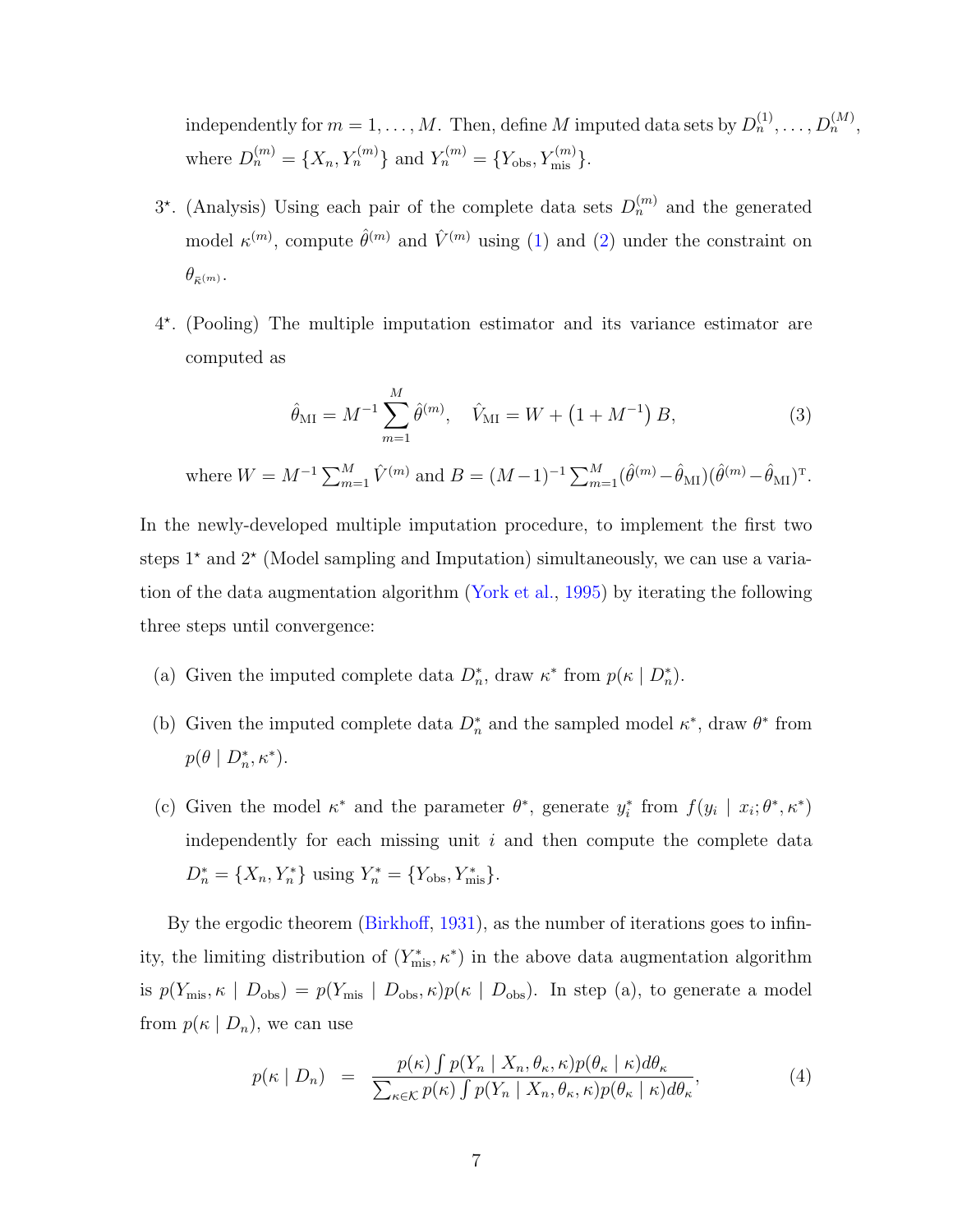independently for $m = 1, \ldots, M$. Then, define $M$ imputed data sets by $D_n^{(1)}, \ldots, D_n^{(M)}$, where $D_n^{(m)} = \{X_n, Y_n^{(m)}\}$ and $Y_n^{(m)} = \{Y_{\text{obs}}, Y_{\text{mis}}^{(m)}\}$.

3*. (Analysis) Using each pair of the complete data sets $D_n^{(m)}$ and the generated model $\kappa^{(m)}$, compute $\hat{\theta}^{(m)}$ and $\hat{V}^{(m)}$ using (1) and (2) under the constraint on $\theta_{\bar{\kappa}^{(m)}}$.

4*. (Pooling) The multiple imputation estimator and its variance estimator are computed as

$$\hat{\theta}_{\text{MI}} = M^{-1} \sum_{m=1}^{M} \hat{\theta}^{(m)}, \quad \hat{V}_{\text{MI}} = W + \left(1 + M^{-1}\right) B, \tag{3}$$

where $W = M^{-1} \sum_{m=1}^{M} \hat{V}^{(m)}$ and $B = (M-1)^{-1} \sum_{m=1}^{M} (\hat{\theta}^{(m)} - \hat{\theta}_{\text{MI}})(\hat{\theta}^{(m)} - \hat{\theta}_{\text{MI}})^{\text{T}}$.

In the newly-developed multiple imputation procedure, to implement the first two steps 1* and 2* (Model sampling and Imputation) simultaneously, we can use a variation of the data augmentation algorithm (York et al., 1995) by iterating the following three steps until convergence:

(a) Given the imputed complete data $D_n^*$, draw $\kappa^*$ from $p(\kappa \mid D_n^*)$.

(b) Given the imputed complete data $D_n^*$ and the sampled model $\kappa^*$, draw $\theta^*$ from $p(\theta \mid D_n^*, \kappa^*)$.

(c) Given the model $\kappa^*$ and the parameter $\theta^*$, generate $y_i^*$ from $f(y_i \mid x_i; \theta^*, \kappa^*)$ independently for each missing unit $i$ and then compute the complete data $D_n^* = \{X_n, Y_n^*\}$ using $Y_n^* = \{Y_{\text{obs}}, Y_{\text{mis}}^*\}$.

By the ergodic theorem (Birkhoff, 1931), as the number of iterations goes to infinity, the limiting distribution of $(Y_{\text{mis}}^*, \kappa^*)$ in the above data augmentation algorithm is $p(Y_{\text{mis}}, \kappa \mid D_{\text{obs}}) = p(Y_{\text{mis}} \mid D_{\text{obs}}, \kappa) p(\kappa \mid D_{\text{obs}})$. In step (a), to generate a model from $p(\kappa \mid D_n)$, we can use

$$p(\kappa \mid D_n) \;\; = \;\; \frac{p(\kappa) \int p(Y_n \mid X_n, \theta_\kappa, \kappa) p(\theta_\kappa \mid \kappa) d\theta_\kappa}{\sum_{\kappa \in \mathcal{K}} p(\kappa) \int p(Y_n \mid X_n, \theta_\kappa, \kappa) p(\theta_\kappa \mid \kappa) d\theta_\kappa}, \tag{4}$$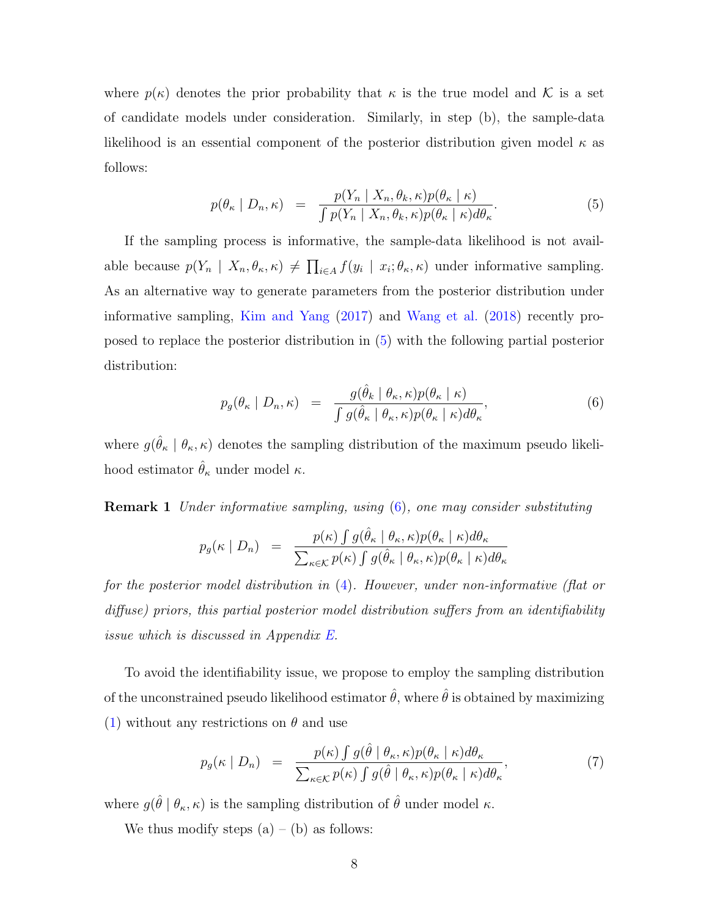where $p(\kappa)$ denotes the prior probability that $\kappa$ is the true model and $\mathcal{K}$ is a set of candidate models under consideration. Similarly, in step (b), the sample-data likelihood is an essential component of the posterior distribution given model $\kappa$ as follows:

$$p(\theta_\kappa \mid D_n, \kappa) \;\; = \;\; \frac{p(Y_n \mid X_n, \theta_k, \kappa) p(\theta_\kappa \mid \kappa)}{\int p(Y_n \mid X_n, \theta_k, \kappa) p(\theta_\kappa \mid \kappa) d\theta_\kappa}. \tag{5}$$

If the sampling process is informative, the sample-data likelihood is not available because $p(Y_n \mid X_n, \theta_\kappa, \kappa) \neq \prod_{i \in A} f(y_i \mid x_i; \theta_\kappa, \kappa)$ under informative sampling. As an alternative way to generate parameters from the posterior distribution under informative sampling, Kim and Yang (2017) and Wang et al. (2018) recently proposed to replace the posterior distribution in (5) with the following partial posterior distribution:

$$p_g(\theta_\kappa \mid D_n, \kappa) \;\; = \;\; \frac{g(\hat{\theta}_k \mid \theta_\kappa, \kappa) p(\theta_\kappa \mid \kappa)}{\int g(\hat{\theta}_\kappa \mid \theta_\kappa, \kappa) p(\theta_\kappa \mid \kappa) d\theta_\kappa}, \tag{6}$$

where $g(\hat{\theta}_\kappa \mid \theta_\kappa, \kappa)$ denotes the sampling distribution of the maximum pseudo likelihood estimator $\hat{\theta}_\kappa$ under model $\kappa$.

**Remark 1** *Under informative sampling, using (6), one may consider substituting*

$$p_g(\kappa \mid D_n) \;\; = \;\; \frac{p(\kappa) \int g(\hat{\theta}_\kappa \mid \theta_\kappa, \kappa) p(\theta_\kappa \mid \kappa) d\theta_\kappa}{\sum_{\kappa \in \mathcal{K}} p(\kappa) \int g(\hat{\theta}_\kappa \mid \theta_\kappa, \kappa) p(\theta_\kappa \mid \kappa) d\theta_\kappa}$$

*for the posterior model distribution in (4). However, under non-informative (flat or diffuse) priors, this partial posterior model distribution suffers from an identifiability issue which is discussed in Appendix E.*

To avoid the identifiability issue, we propose to employ the sampling distribution of the unconstrained pseudo likelihood estimator $\hat{\theta}$, where $\hat{\theta}$ is obtained by maximizing (1) without any restrictions on $\theta$ and use

$$p_g(\kappa \mid D_n) \;\; = \;\; \frac{p(\kappa) \int g(\hat{\theta} \mid \theta_\kappa, \kappa) p(\theta_\kappa \mid \kappa) d\theta_\kappa}{\sum_{\kappa \in \mathcal{K}} p(\kappa) \int g(\hat{\theta} \mid \theta_\kappa, \kappa) p(\theta_\kappa \mid \kappa) d\theta_\kappa}, \tag{7}$$

where $g(\hat{\theta} \mid \theta_\kappa, \kappa)$ is the sampling distribution of $\hat{\theta}$ under model $\kappa$.

We thus modify steps (a) – (b) as follows: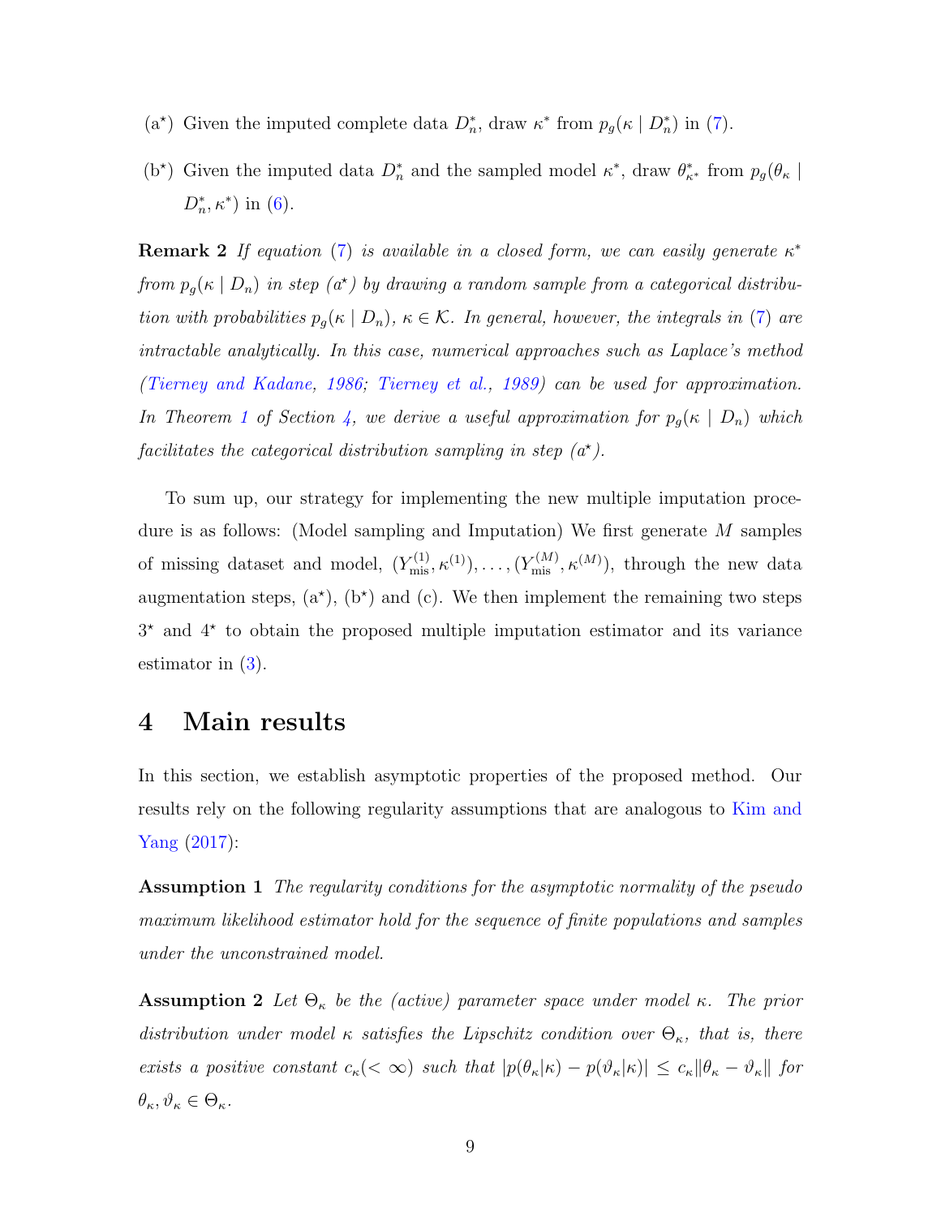(a$^\star$) Given the imputed complete data $D_n^*$, draw $\kappa^*$ from $p_g(\kappa \mid D_n^*)$ in (7).

(b$^\star$) Given the imputed data $D_n^*$ and the sampled model $\kappa^*$, draw $\theta^*_{\kappa^*}$ from $p_g(\theta_\kappa \mid D_n^*, \kappa^*)$ in (6).

**Remark 2** *If equation (7) is available in a closed form, we can easily generate $\kappa^*$ from $p_g(\kappa \mid D_n)$ in step (a$^\star$) by drawing a random sample from a categorical distribution with probabilities $p_g(\kappa \mid D_n)$, $\kappa \in \mathcal{K}$. In general, however, the integrals in (7) are intractable analytically. In this case, numerical approaches such as Laplace's method (Tierney and Kadane, 1986; Tierney et al., 1989) can be used for approximation. In Theorem 1 of Section 4, we derive a useful approximation for $p_g(\kappa \mid D_n)$ which facilitates the categorical distribution sampling in step (a$^\star$).*

To sum up, our strategy for implementing the new multiple imputation procedure is as follows: (Model sampling and Imputation) We first generate $M$ samples of missing dataset and model, $(Y_{\text{mis}}^{(1)}, \kappa^{(1)}), \ldots, (Y_{\text{mis}}^{(M)}, \kappa^{(M)})$, through the new data augmentation steps, (a$^\star$), (b$^\star$) and (c). We then implement the remaining two steps $3^\star$ and $4^\star$ to obtain the proposed multiple imputation estimator and its variance estimator in (3).

# 4 Main results

In this section, we establish asymptotic properties of the proposed method. Our results rely on the following regularity assumptions that are analogous to Kim and Yang (2017):

**Assumption 1** *The regularity conditions for the asymptotic normality of the pseudo maximum likelihood estimator hold for the sequence of finite populations and samples under the unconstrained model.*

**Assumption 2** *Let $\Theta_\kappa$ be the (active) parameter space under model $\kappa$. The prior distribution under model $\kappa$ satisfies the Lipschitz condition over $\Theta_\kappa$, that is, there exists a positive constant $c_\kappa (< \infty)$ such that $|p(\theta_\kappa|\kappa) - p(\vartheta_\kappa|\kappa)| \le c_\kappa \|\theta_\kappa - \vartheta_\kappa\|$ for $\theta_\kappa, \vartheta_\kappa \in \Theta_\kappa$.*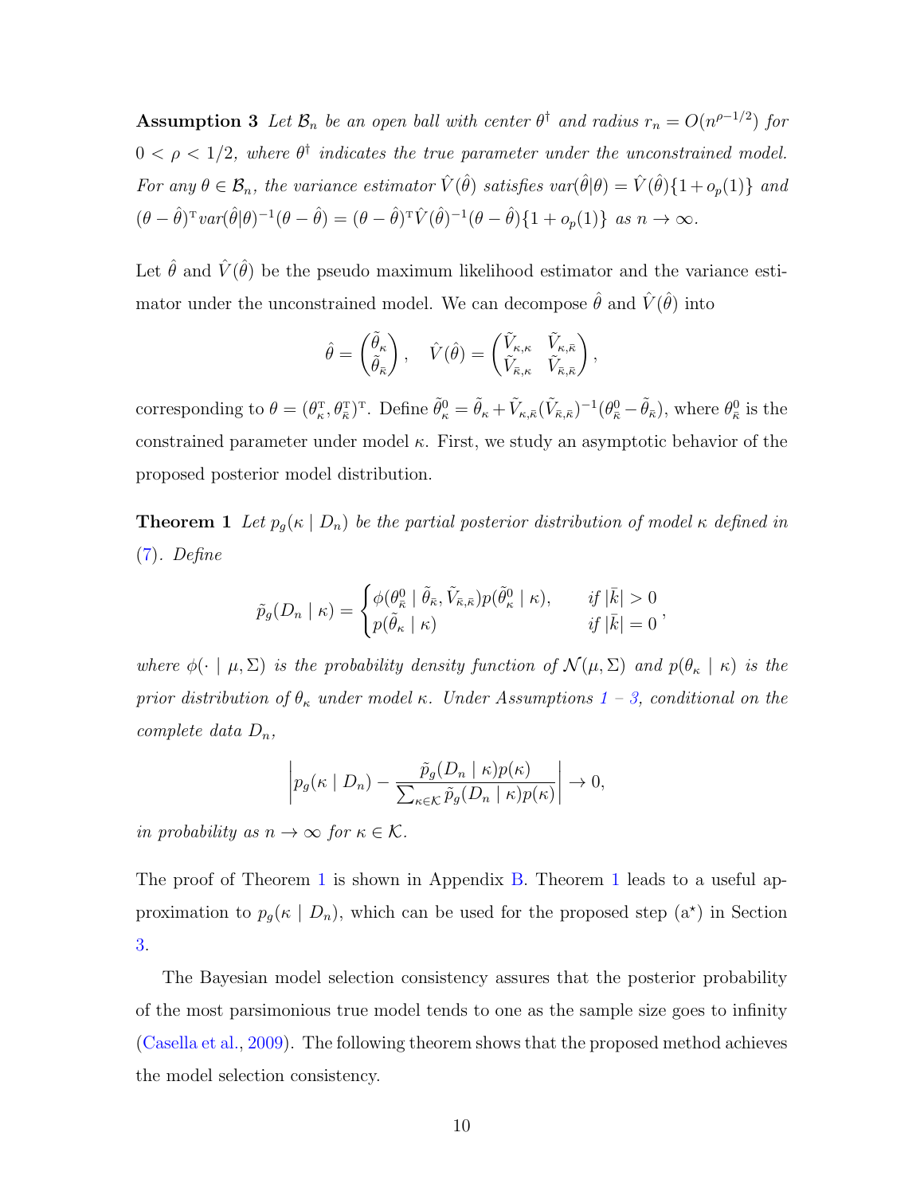**Assumption 3** *Let $\mathcal{B}_n$ be an open ball with center $\theta^\dagger$ and radius $r_n = O(n^{\rho-1/2})$ for $0 < \rho < 1/2$, where $\theta^\dagger$ indicates the true parameter under the unconstrained model. For any $\theta \in \mathcal{B}_n$, the variance estimator $\hat{V}(\hat{\theta})$ satisfies $var(\hat{\theta}|\theta) = \hat{V}(\hat{\theta})\{1 + o_p(1)\}$ and $(\theta - \hat{\theta})^{\mathrm{T}} var(\hat{\theta}|\theta)^{-1}(\theta - \hat{\theta}) = (\theta - \hat{\theta})^{\mathrm{T}}\hat{V}(\hat{\theta})^{-1}(\theta - \hat{\theta})\{1 + o_p(1)\}$ as $n \to \infty$.*

Let $\hat{\theta}$ and $\hat{V}(\hat{\theta})$ be the pseudo maximum likelihood estimator and the variance estimator under the unconstrained model. We can decompose $\hat{\theta}$ and $\hat{V}(\hat{\theta})$ into

$$
\hat{\theta} = \begin{pmatrix} \tilde{\theta}_\kappa \\ \tilde{\theta}_{\bar{\kappa}} \end{pmatrix}, \quad \hat{V}(\hat{\theta}) = \begin{pmatrix} \tilde{V}_{\kappa,\kappa} & \tilde{V}_{\kappa,\bar{\kappa}} \\ \tilde{V}_{\bar{\kappa},\kappa} & \tilde{V}_{\bar{\kappa},\bar{\kappa}} \end{pmatrix},
$$

corresponding to $\theta = (\theta_\kappa^{\mathrm{T}}, \theta_{\bar{\kappa}}^{\mathrm{T}})^{\mathrm{T}}$. Define $\tilde{\theta}_\kappa^0 = \tilde{\theta}_\kappa + \tilde{V}_{\kappa,\bar{\kappa}}(\tilde{V}_{\bar{\kappa},\bar{\kappa}})^{-1}(\theta_{\bar{\kappa}}^0 - \tilde{\theta}_{\bar{\kappa}})$, where $\theta_{\bar{\kappa}}^0$ is the constrained parameter under model $\kappa$. First, we study an asymptotic behavior of the proposed posterior model distribution.

**Theorem 1** *Let $p_g(\kappa \mid D_n)$ be the partial posterior distribution of model $\kappa$ defined in (7). Define*

$$
\tilde{p}_g(D_n \mid \kappa) = \begin{cases} \phi(\theta_{\bar{\kappa}}^0 \mid \tilde{\theta}_{\bar{\kappa}}, \tilde{V}_{\bar{\kappa},\bar{\kappa}})p(\tilde{\theta}_\kappa^0 \mid \kappa), & \text{if } |\bar{k}| > 0 \\ p(\tilde{\theta}_\kappa \mid \kappa) & \text{if } |\bar{k}| = 0 \end{cases},
$$

*where $\phi(\cdot \mid \mu, \Sigma)$ is the probability density function of $\mathcal{N}(\mu, \Sigma)$ and $p(\theta_\kappa \mid \kappa)$ is the prior distribution of $\theta_\kappa$ under model $\kappa$. Under Assumptions 1 – 3, conditional on the complete data $D_n$,*

$$
\left| p_g(\kappa \mid D_n) - \frac{\tilde{p}_g(D_n \mid \kappa)p(\kappa)}{\sum_{\kappa \in \mathcal{K}} \tilde{p}_g(D_n \mid \kappa)p(\kappa)} \right| \to 0,
$$

*in probability as $n \to \infty$ for $\kappa \in \mathcal{K}$.*

The proof of Theorem 1 is shown in Appendix B. Theorem 1 leads to a useful approximation to $p_g(\kappa \mid D_n)$, which can be used for the proposed step (a$^\star$) in Section 3.

The Bayesian model selection consistency assures that the posterior probability of the most parsimonious true model tends to one as the sample size goes to infinity (Casella et al., 2009). The following theorem shows that the proposed method achieves the model selection consistency.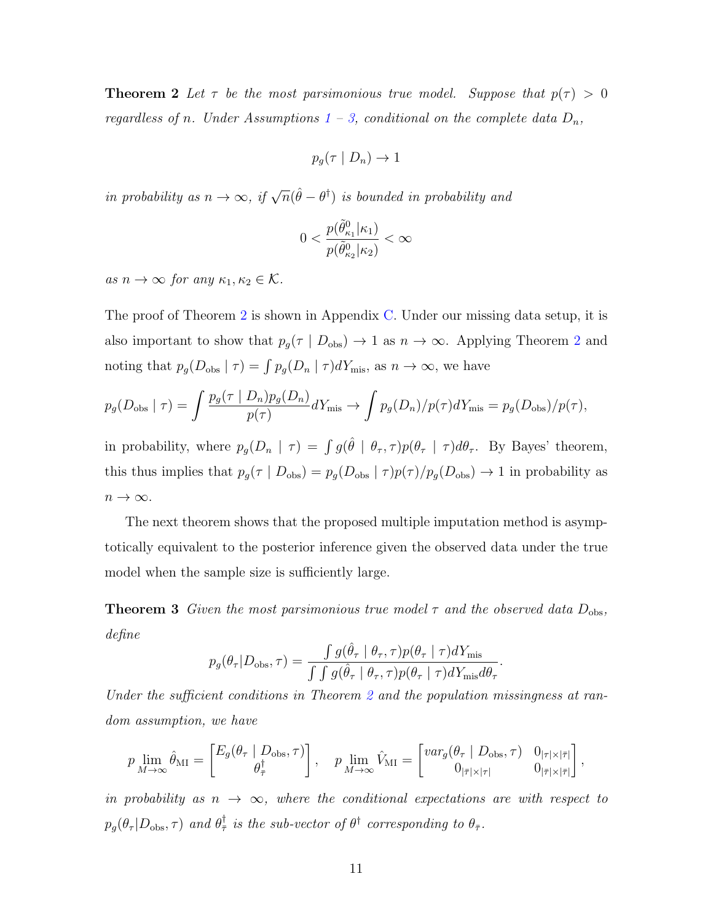**Theorem 2** *Let $\tau$ be the most parsimonious true model. Suppose that $p(\tau) > 0$ regardless of $n$. Under Assumptions 1 – 3, conditional on the complete data $D_n$,*

$$p_g(\tau \mid D_n) \to 1$$

*in probability as $n \to \infty$, if $\sqrt{n}(\hat{\theta} - \theta^\dagger)$ is bounded in probability and*

$$0 < \frac{p(\tilde{\theta}^0_{\kappa_1}|\kappa_1)}{p(\tilde{\theta}^0_{\kappa_2}|\kappa_2)} < \infty$$

*as $n \to \infty$ for any $\kappa_1, \kappa_2 \in \mathcal{K}$.*

The proof of Theorem 2 is shown in Appendix C. Under our missing data setup, it is also important to show that $p_g(\tau \mid D_{\text{obs}}) \to 1$ as $n \to \infty$. Applying Theorem 2 and noting that $p_g(D_{\text{obs}} \mid \tau) = \int p_g(D_n \mid \tau) dY_{\text{mis}}$, as $n \to \infty$, we have

$$p_g(D_{\text{obs}} \mid \tau) = \int \frac{p_g(\tau \mid D_n) p_g(D_n)}{p(\tau)} dY_{\text{mis}} \to \int p_g(D_n)/p(\tau) dY_{\text{mis}} = p_g(D_{\text{obs}})/p(\tau),$$

in probability, where $p_g(D_n \mid \tau) = \int g(\hat{\theta} \mid \theta_\tau, \tau) p(\theta_\tau \mid \tau) d\theta_\tau$. By Bayes' theorem, this thus implies that $p_g(\tau \mid D_{\text{obs}}) = p_g(D_{\text{obs}} \mid \tau) p(\tau)/p_g(D_{\text{obs}}) \to 1$ in probability as $n \to \infty$.

The next theorem shows that the proposed multiple imputation method is asymptotically equivalent to the posterior inference given the observed data under the true model when the sample size is sufficiently large.

**Theorem 3** *Given the most parsimonious true model $\tau$ and the observed data $D_{\text{obs}}$, define*

$$p_g(\theta_\tau | D_{\text{obs}}, \tau) = \frac{\int g(\hat{\theta}_\tau \mid \theta_\tau, \tau) p(\theta_\tau \mid \tau) dY_{\text{mis}}}{\int \int g(\hat{\theta}_\tau \mid \theta_\tau, \tau) p(\theta_\tau \mid \tau) dY_{\text{mis}} d\theta_\tau}.$$

*Under the sufficient conditions in Theorem 2 and the population missingness at random assumption, we have*

$$p \lim_{M \to \infty} \hat{\theta}_{\text{MI}} = \begin{bmatrix} E_g(\theta_\tau \mid D_{\text{obs}}, \tau) \\ \theta^\dagger_{\bar{\tau}} \end{bmatrix}, \quad p \lim_{M \to \infty} \hat{V}_{\text{MI}} = \begin{bmatrix} var_g(\theta_\tau \mid D_{\text{obs}}, \tau) & 0_{|\tau| \times |\bar{\tau}|} \\ 0_{|\bar{\tau}| \times |\tau|} & 0_{|\bar{\tau}| \times |\bar{\tau}|} \end{bmatrix},$$

*in probability as $n \to \infty$, where the conditional expectations are with respect to $p_g(\theta_\tau | D_{\text{obs}}, \tau)$ and $\theta^\dagger_{\bar{\tau}}$ is the sub-vector of $\theta^\dagger$ corresponding to $\theta_{\bar{\tau}}$.*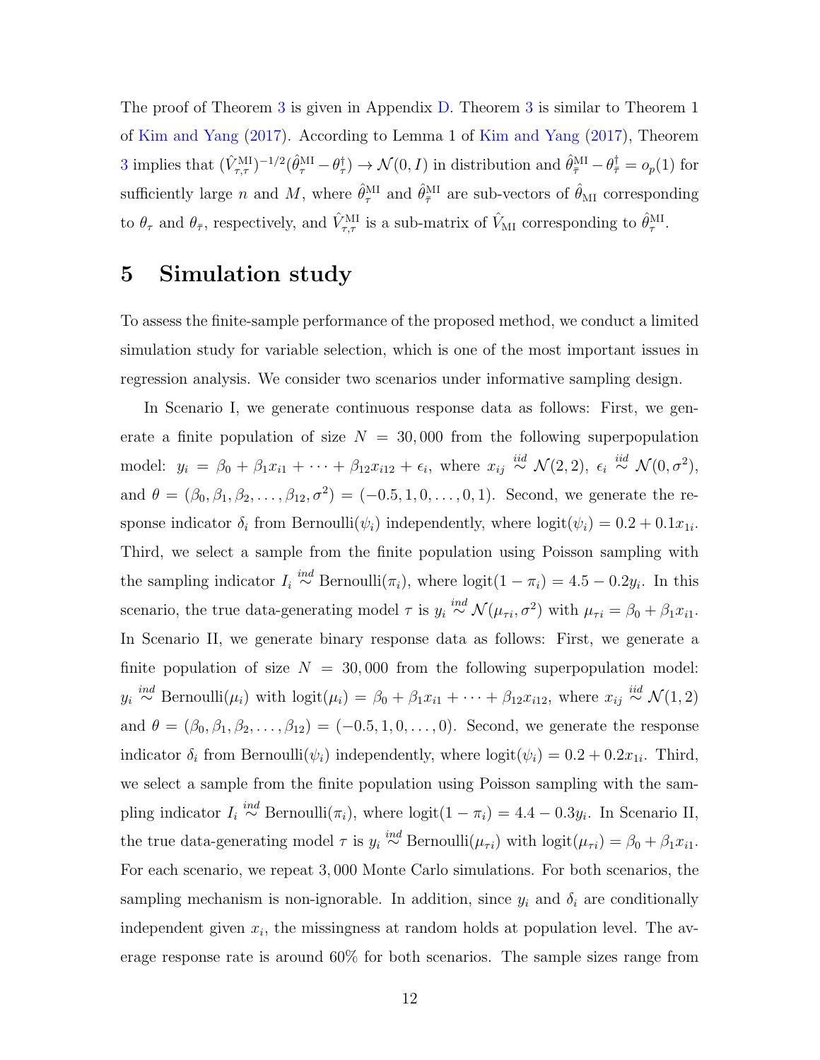The proof of Theorem 3 is given in Appendix D. Theorem 3 is similar to Theorem 1 of Kim and Yang (2017). According to Lemma 1 of Kim and Yang (2017), Theorem 3 implies that $(\hat{V}^{\text{MI}}_{\tau,\tau})^{-1/2}(\hat{\theta}^{\text{MI}}_{\tau} - \theta^{\dagger}_{\tau}) \to \mathcal{N}(0, I)$ in distribution and $\hat{\theta}^{\text{MI}}_{\bar{\tau}} - \theta^{\dagger}_{\bar{\tau}} = o_p(1)$ for sufficiently large $n$ and $M$, where $\hat{\theta}^{\text{MI}}_{\tau}$ and $\hat{\theta}^{\text{MI}}_{\bar{\tau}}$ are sub-vectors of $\hat{\theta}_{\text{MI}}$ corresponding to $\theta_{\tau}$ and $\theta_{\bar{\tau}}$, respectively, and $\hat{V}^{\text{MI}}_{\tau,\tau}$ is a sub-matrix of $\hat{V}_{\text{MI}}$ corresponding to $\hat{\theta}^{\text{MI}}_{\tau}$.

# 5 Simulation study

To assess the finite-sample performance of the proposed method, we conduct a limited simulation study for variable selection, which is one of the most important issues in regression analysis. We consider two scenarios under informative sampling design.

In Scenario I, we generate continuous response data as follows: First, we generate a finite population of size $N = 30,000$ from the following superpopulation model: $y_i = \beta_0 + \beta_1 x_{i1} + \cdots + \beta_{12} x_{i12} + \epsilon_i$, where $x_{ij} \overset{iid}{\sim} \mathcal{N}(2, 2)$, $\epsilon_i \overset{iid}{\sim} \mathcal{N}(0, \sigma^2)$, and $\theta = (\beta_0, \beta_1, \beta_2, \ldots, \beta_{12}, \sigma^2) = (-0.5, 1, 0, \ldots, 0, 1)$. Second, we generate the response indicator $\delta_i$ from Bernoulli$(\psi_i)$ independently, where $\text{logit}(\psi_i) = 0.2 + 0.1 x_{1i}$. Third, we select a sample from the finite population using Poisson sampling with the sampling indicator $I_i \overset{ind}{\sim}$ Bernoulli$(\pi_i)$, where $\text{logit}(1 - \pi_i) = 4.5 - 0.2 y_i$. In this scenario, the true data-generating model $\tau$ is $y_i \overset{ind}{\sim} \mathcal{N}(\mu_{\tau i}, \sigma^2)$ with $\mu_{\tau i} = \beta_0 + \beta_1 x_{i1}$. In Scenario II, we generate binary response data as follows: First, we generate a finite population of size $N = 30,000$ from the following superpopulation model: $y_i \overset{ind}{\sim}$ Bernoulli$(\mu_i)$ with $\text{logit}(\mu_i) = \beta_0 + \beta_1 x_{i1} + \cdots + \beta_{12} x_{i12}$, where $x_{ij} \overset{iid}{\sim} \mathcal{N}(1, 2)$ and $\theta = (\beta_0, \beta_1, \beta_2, \ldots, \beta_{12}) = (-0.5, 1, 0, \ldots, 0)$. Second, we generate the response indicator $\delta_i$ from Bernoulli$(\psi_i)$ independently, where $\text{logit}(\psi_i) = 0.2 + 0.2 x_{1i}$. Third, we select a sample from the finite population using Poisson sampling with the sampling indicator $I_i \overset{ind}{\sim}$ Bernoulli$(\pi_i)$, where $\text{logit}(1 - \pi_i) = 4.4 - 0.3 y_i$. In Scenario II, the true data-generating model $\tau$ is $y_i \overset{ind}{\sim}$ Bernoulli$(\mu_{\tau i})$ with $\text{logit}(\mu_{\tau i}) = \beta_0 + \beta_1 x_{i1}$. For each scenario, we repeat 3,000 Monte Carlo simulations. For both scenarios, the sampling mechanism is non-ignorable. In addition, since $y_i$ and $\delta_i$ are conditionally independent given $x_i$, the missingness at random holds at population level. The average response rate is around 60% for both scenarios. The sample sizes range from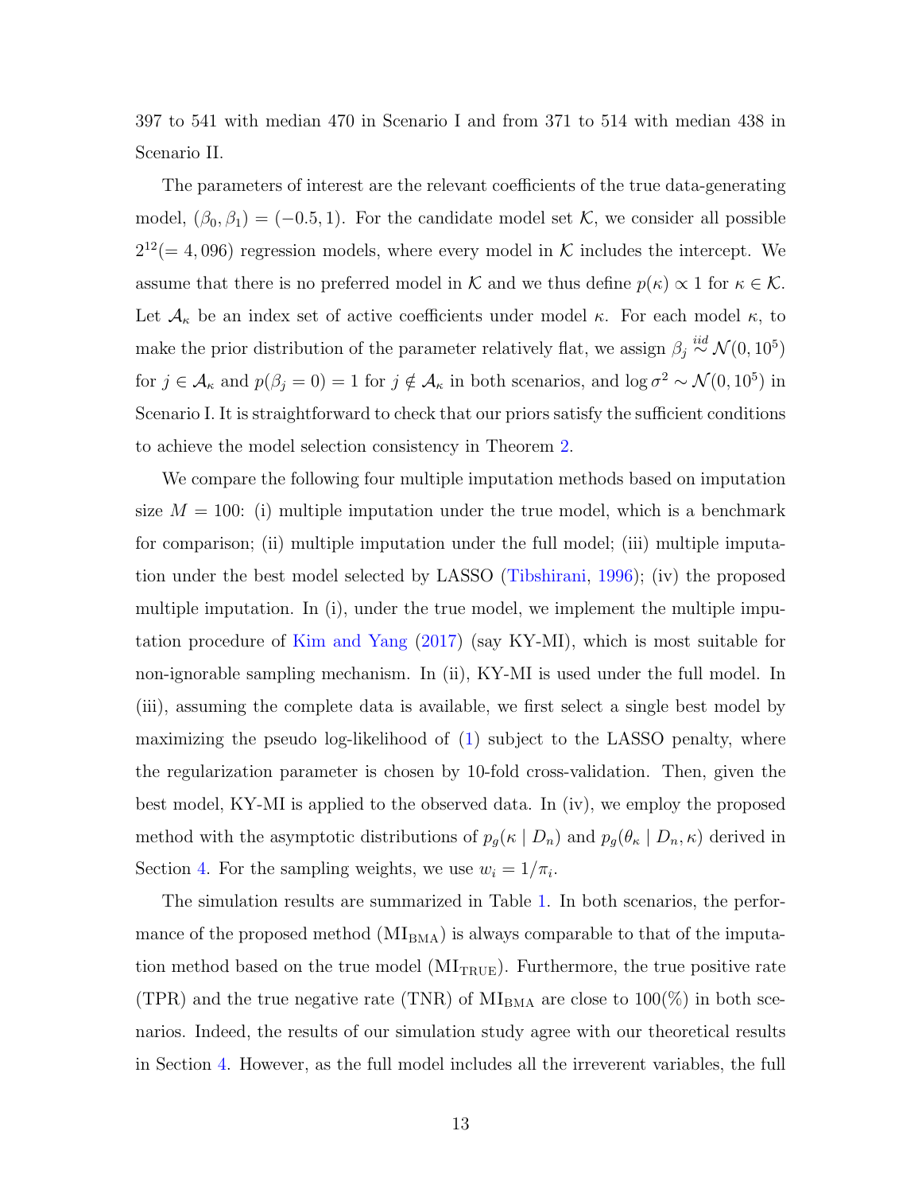397 to 541 with median 470 in Scenario I and from 371 to 514 with median 438 in Scenario II.

The parameters of interest are the relevant coefficients of the true data-generating model, $(\beta_0, \beta_1) = (-0.5, 1)$. For the candidate model set $\mathcal{K}$, we consider all possible $2^{12} (= 4,096)$ regression models, where every model in $\mathcal{K}$ includes the intercept. We assume that there is no preferred model in $\mathcal{K}$ and we thus define $p(\kappa) \propto 1$ for $\kappa \in \mathcal{K}$. Let $\mathcal{A}_\kappa$ be an index set of active coefficients under model $\kappa$. For each model $\kappa$, to make the prior distribution of the parameter relatively flat, we assign $\beta_j \overset{iid}{\sim} \mathcal{N}(0, 10^5)$ for $j \in \mathcal{A}_\kappa$ and $p(\beta_j = 0) = 1$ for $j \notin \mathcal{A}_\kappa$ in both scenarios, and $\log \sigma^2 \sim \mathcal{N}(0, 10^5)$ in Scenario I. It is straightforward to check that our priors satisfy the sufficient conditions to achieve the model selection consistency in Theorem 2.

We compare the following four multiple imputation methods based on imputation size $M = 100$: (i) multiple imputation under the true model, which is a benchmark for comparison; (ii) multiple imputation under the full model; (iii) multiple imputation under the best model selected by LASSO (Tibshirani, 1996); (iv) the proposed multiple imputation. In (i), under the true model, we implement the multiple imputation procedure of Kim and Yang (2017) (say KY-MI), which is most suitable for non-ignorable sampling mechanism. In (ii), KY-MI is used under the full model. In (iii), assuming the complete data is available, we first select a single best model by maximizing the pseudo log-likelihood of (1) subject to the LASSO penalty, where the regularization parameter is chosen by 10-fold cross-validation. Then, given the best model, KY-MI is applied to the observed data. In (iv), we employ the proposed method with the asymptotic distributions of $p_g(\kappa \mid D_n)$ and $p_g(\theta_\kappa \mid D_n, \kappa)$ derived in Section 4. For the sampling weights, we use $w_i = 1/\pi_i$.

The simulation results are summarized in Table 1. In both scenarios, the performance of the proposed method ($\mathrm{MI}_{\mathrm{BMA}}$) is always comparable to that of the imputation method based on the true model ($\mathrm{MI}_{\mathrm{TRUE}}$). Furthermore, the true positive rate (TPR) and the true negative rate (TNR) of $\mathrm{MI}_{\mathrm{BMA}}$ are close to 100(%) in both scenarios. Indeed, the results of our simulation study agree with our theoretical results in Section 4. However, as the full model includes all the irreverent variables, the full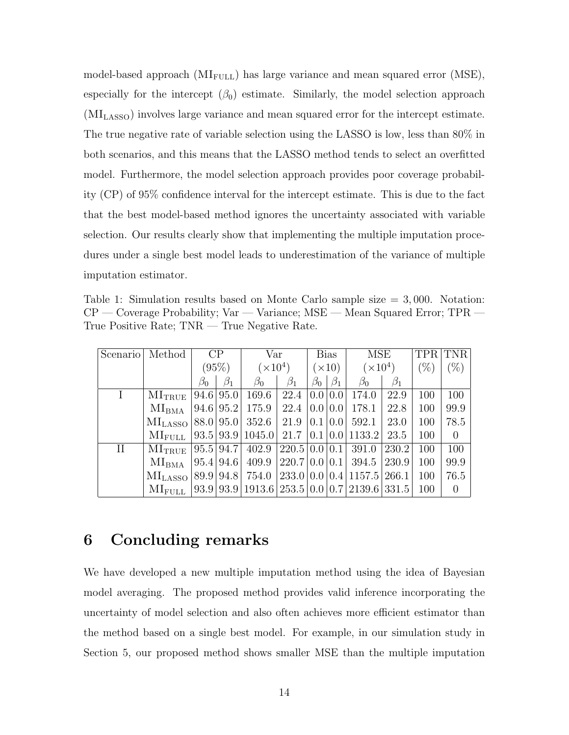model-based approach ($\text{MI}_{\text{FULL}}$) has large variance and mean squared error (MSE), especially for the intercept ($\beta_0$) estimate. Similarly, the model selection approach ($\text{MI}_{\text{LASSO}}$) involves large variance and mean squared error for the intercept estimate. The true negative rate of variable selection using the LASSO is low, less than 80% in both scenarios, and this means that the LASSO method tends to select an overfitted model. Furthermore, the model selection approach provides poor coverage probability (CP) of 95% confidence interval for the intercept estimate. This is due to the fact that the best model-based method ignores the uncertainty associated with variable selection. Our results clearly show that implementing the multiple imputation procedures under a single best model leads to underestimation of the variance of multiple imputation estimator.

Table 1: Simulation results based on Monte Carlo sample size = 3,000. Notation: CP — Coverage Probability; Var — Variance; MSE — Mean Squared Error; TPR — True Positive Rate; TNR — True Negative Rate.

| Scenario | Method | CP (95%) | | Var ($\times 10^4$) | | Bias ($\times 10$) | | MSE ($\times 10^4$) | | TPR (%) | TNR (%) |
|---|---|---|---|---|---|---|---|---|---|---|---|
| | | $\beta_0$ | $\beta_1$ | $\beta_0$ | $\beta_1$ | $\beta_0$ | $\beta_1$ | $\beta_0$ | $\beta_1$ | | |
| I | $\text{MI}_{\text{TRUE}}$ | 94.6 | 95.0 | 169.6 | 22.4 | 0.0 | 0.0 | 174.0 | 22.9 | 100 | 100 |
| | $\text{MI}_{\text{BMA}}$ | 94.6 | 95.2 | 175.9 | 22.4 | 0.0 | 0.0 | 178.1 | 22.8 | 100 | 99.9 |
| | $\text{MI}_{\text{LASSO}}$ | 88.0 | 95.0 | 352.6 | 21.9 | 0.1 | 0.0 | 592.1 | 23.0 | 100 | 78.5 |
| | $\text{MI}_{\text{FULL}}$ | 93.5 | 93.9 | 1045.0 | 21.7 | 0.1 | 0.0 | 1133.2 | 23.5 | 100 | 0 |
| II | $\text{MI}_{\text{TRUE}}$ | 95.5 | 94.7 | 402.9 | 220.5 | 0.0 | 0.1 | 391.0 | 230.2 | 100 | 100 |
| | $\text{MI}_{\text{BMA}}$ | 95.4 | 94.6 | 409.9 | 220.7 | 0.0 | 0.1 | 394.5 | 230.9 | 100 | 99.9 |
| | $\text{MI}_{\text{LASSO}}$ | 89.9 | 94.8 | 754.0 | 233.0 | 0.0 | 0.4 | 1157.5 | 266.1 | 100 | 76.5 |
| | $\text{MI}_{\text{FULL}}$ | 93.9 | 93.9 | 1913.6 | 253.5 | 0.0 | 0.7 | 2139.6 | 331.5 | 100 | 0 |

# 6 Concluding remarks

We have developed a new multiple imputation method using the idea of Bayesian model averaging. The proposed method provides valid inference incorporating the uncertainty of model selection and also often achieves more efficient estimator than the method based on a single best model. For example, in our simulation study in Section 5, our proposed method shows smaller MSE than the multiple imputation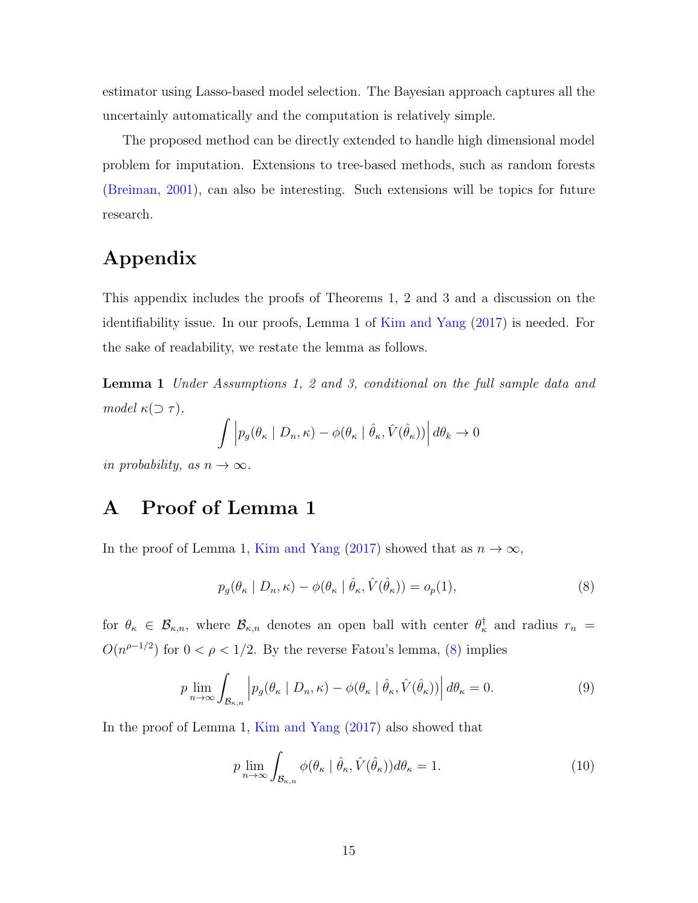estimator using Lasso-based model selection. The Bayesian approach captures all the uncertainly automatically and the computation is relatively simple.

The proposed method can be directly extended to handle high dimensional model problem for imputation. Extensions to tree-based methods, such as random forests (Breiman, 2001), can also be interesting. Such extensions will be topics for future research.

# Appendix

This appendix includes the proofs of Theorems 1, 2 and 3 and a discussion on the identifiability issue. In our proofs, Lemma 1 of Kim and Yang (2017) is needed. For the sake of readability, we restate the lemma as follows.

**Lemma 1** *Under Assumptions 1, 2 and 3, conditional on the full sample data and model* $\kappa(\supset \tau)$,

$$\int \left| p_g(\theta_\kappa \mid D_n, \kappa) - \phi(\theta_\kappa \mid \hat{\theta}_\kappa, \hat{V}(\hat{\theta}_\kappa)) \right| d\theta_k \to 0$$

*in probability, as* $n \to \infty$.

# A Proof of Lemma 1

In the proof of Lemma 1, Kim and Yang (2017) showed that as $n \to \infty$,

$$p_g(\theta_\kappa \mid D_n, \kappa) - \phi(\theta_\kappa \mid \hat{\theta}_\kappa, \hat{V}(\hat{\theta}_\kappa)) = o_p(1), \tag{8}$$

for $\theta_\kappa \in \mathcal{B}_{\kappa,n}$, where $\mathcal{B}_{\kappa,n}$ denotes an open ball with center $\theta_\kappa^\dagger$ and radius $r_n = O(n^{\rho-1/2})$ for $0 < \rho < 1/2$. By the reverse Fatou's lemma, (8) implies

$$p\lim_{n\to\infty} \int_{\mathcal{B}_{\kappa,n}} \left| p_g(\theta_\kappa \mid D_n, \kappa) - \phi(\theta_\kappa \mid \hat{\theta}_\kappa, \hat{V}(\hat{\theta}_\kappa)) \right| d\theta_\kappa = 0. \tag{9}$$

In the proof of Lemma 1, Kim and Yang (2017) also showed that

$$p\lim_{n\to\infty} \int_{\mathcal{B}_{\kappa,n}} \phi(\theta_\kappa \mid \hat{\theta}_\kappa, \hat{V}(\hat{\theta}_\kappa)) d\theta_\kappa = 1. \tag{10}$$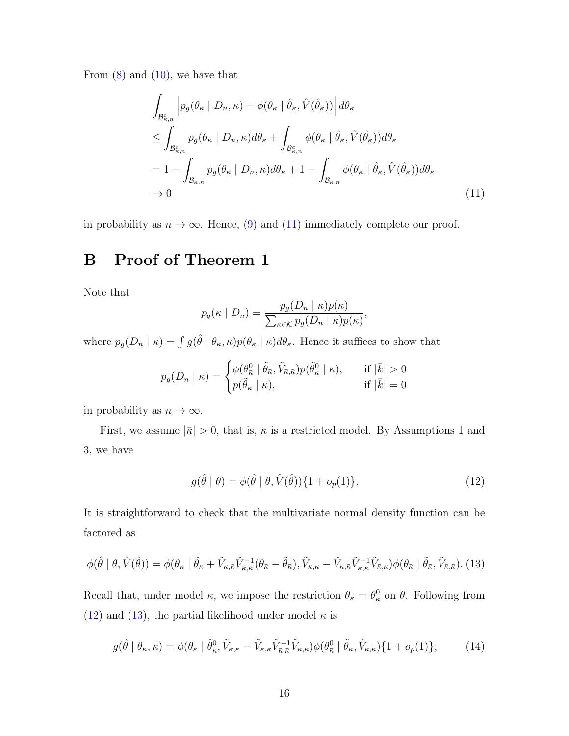From (8) and (10), we have that

$$
\begin{aligned}
&\int_{\mathcal{B}_{\kappa,n}^c} \left| p_g(\theta_\kappa \mid D_n, \kappa) - \phi(\theta_\kappa \mid \hat{\theta}_\kappa, \hat{V}(\hat{\theta}_\kappa)) \right| d\theta_\kappa \\
&\leq \int_{\mathcal{B}_{\kappa,n}^c} p_g(\theta_\kappa \mid D_n, \kappa) d\theta_\kappa + \int_{\mathcal{B}_{\kappa,n}^c} \phi(\theta_\kappa \mid \hat{\theta}_\kappa, \hat{V}(\hat{\theta}_\kappa)) d\theta_\kappa \\
&= 1 - \int_{\mathcal{B}_{\kappa,n}} p_g(\theta_\kappa \mid D_n, \kappa) d\theta_\kappa + 1 - \int_{\mathcal{B}_{\kappa,n}} \phi(\theta_\kappa \mid \hat{\theta}_\kappa, \hat{V}(\hat{\theta}_\kappa)) d\theta_\kappa \\
&\to 0
\end{aligned} \tag{11}
$$

in probability as $n \to \infty$. Hence, (9) and (11) immediately complete our proof.

# B Proof of Theorem 1

Note that

$$
p_g(\kappa \mid D_n) = \frac{p_g(D_n \mid \kappa) p(\kappa)}{\sum_{\kappa \in \mathcal{K}} p_g(D_n \mid \kappa) p(\kappa)},
$$

where $p_g(D_n \mid \kappa) = \int g(\hat{\theta} \mid \theta_\kappa, \kappa) p(\theta_\kappa \mid \kappa) d\theta_\kappa$. Hence it suffices to show that

$$
p_g(D_n \mid \kappa) = \begin{cases} \phi(\theta^0_{\bar{\kappa}} \mid \tilde{\theta}_{\bar{\kappa}}, \tilde{V}_{\bar{\kappa},\bar{\kappa}}) p(\tilde{\theta}^0_\kappa \mid \kappa), & \text{if } |\bar{k}| > 0 \\ p(\tilde{\theta}_\kappa \mid \kappa), & \text{if } |\bar{k}| = 0 \end{cases}
$$

in probability as $n \to \infty$.

First, we assume $|\bar{\kappa}| > 0$, that is, $\kappa$ is a restricted model. By Assumptions 1 and 3, we have

$$
g(\hat{\theta} \mid \theta) = \phi(\hat{\theta} \mid \theta, \hat{V}(\hat{\theta}))\{1 + o_p(1)\}. \tag{12}
$$

It is straightforward to check that the multivariate normal density function can be factored as

$$
\phi(\hat{\theta} \mid \theta, \hat{V}(\hat{\theta})) = \phi(\theta_\kappa \mid \tilde{\theta}_\kappa + \tilde{V}_{\kappa,\bar{\kappa}} \tilde{V}^{-1}_{\bar{\kappa},\bar{\kappa}} (\theta_{\bar{\kappa}} - \tilde{\theta}_{\bar{\kappa}}), \tilde{V}_{\kappa,\kappa} - \tilde{V}_{\kappa,\bar{\kappa}} \tilde{V}^{-1}_{\bar{\kappa},\bar{\kappa}} \tilde{V}_{\bar{\kappa},\kappa}) \phi(\theta_{\bar{\kappa}} \mid \tilde{\theta}_{\bar{\kappa}}, \tilde{V}_{\bar{\kappa},\bar{\kappa}}). \tag{13}
$$

Recall that, under model $\kappa$, we impose the restriction $\theta_{\bar{\kappa}} = \theta^0_{\bar{\kappa}}$ on $\theta$. Following from (12) and (13), the partial likelihood under model $\kappa$ is

$$
g(\hat{\theta} \mid \theta_\kappa, \kappa) = \phi(\theta_\kappa \mid \tilde{\theta}^0_\kappa, \tilde{V}_{\kappa,\kappa} - \tilde{V}_{\kappa,\bar{\kappa}} \tilde{V}^{-1}_{\bar{\kappa},\bar{\kappa}} \tilde{V}_{\bar{\kappa},\kappa}) \phi(\theta^0_{\bar{\kappa}} \mid \tilde{\theta}_{\bar{\kappa}}, \tilde{V}_{\bar{\kappa},\bar{\kappa}})\{1 + o_p(1)\}, \tag{14}
$$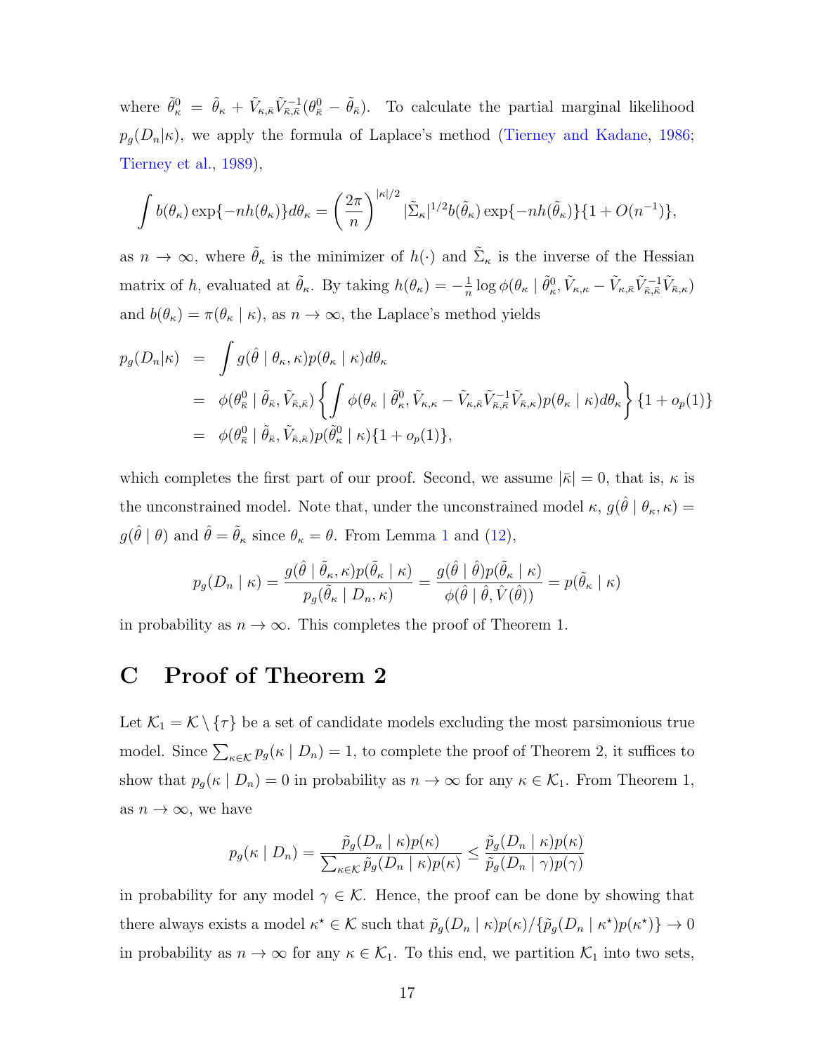where $\tilde{\theta}^0_\kappa = \tilde{\theta}_\kappa + \tilde{V}_{\kappa,\bar{\kappa}}\tilde{V}^{-1}_{\bar{\kappa},\bar{\kappa}}(\theta^0_{\bar{\kappa}} - \tilde{\theta}_{\bar{\kappa}})$. To calculate the partial marginal likelihood $p_g(D_n|\kappa)$, we apply the formula of Laplace's method (Tierney and Kadane, 1986; Tierney et al., 1989),

$$\int b(\theta_\kappa)\exp\{-nh(\theta_\kappa)\}d\theta_\kappa = \left(\frac{2\pi}{n}\right)^{|\kappa|/2}|\tilde{\Sigma}_\kappa|^{1/2}b(\tilde{\theta}_\kappa)\exp\{-nh(\tilde{\theta}_\kappa)\}\{1+O(n^{-1})\},$$

as $n\to\infty$, where $\tilde{\theta}_\kappa$ is the minimizer of $h(\cdot)$ and $\tilde{\Sigma}_\kappa$ is the inverse of the Hessian matrix of $h$, evaluated at $\tilde{\theta}_\kappa$. By taking $h(\theta_\kappa) = -\frac{1}{n}\log\phi(\theta_\kappa \mid \tilde{\theta}^0_\kappa, \tilde{V}_{\kappa,\kappa} - \tilde{V}_{\kappa,\bar{\kappa}}\tilde{V}^{-1}_{\bar{\kappa},\bar{\kappa}}\tilde{V}_{\bar{\kappa},\kappa})$ and $b(\theta_\kappa) = \pi(\theta_\kappa \mid \kappa)$, as $n\to\infty$, the Laplace's method yields

$$\begin{aligned}
p_g(D_n|\kappa) &= \int g(\hat{\theta} \mid \theta_\kappa, \kappa)p(\theta_\kappa \mid \kappa)d\theta_\kappa \\
&= \phi(\theta^0_{\bar{\kappa}} \mid \tilde{\theta}_{\bar{\kappa}}, \tilde{V}_{\bar{\kappa},\bar{\kappa}})\left\{\int \phi(\theta_\kappa \mid \tilde{\theta}^0_\kappa, \tilde{V}_{\kappa,\kappa} - \tilde{V}_{\kappa,\bar{\kappa}}\tilde{V}^{-1}_{\bar{\kappa},\bar{\kappa}}\tilde{V}_{\bar{\kappa},\kappa})p(\theta_\kappa \mid \kappa)d\theta_\kappa\right\}\{1+o_p(1)\} \\
&= \phi(\theta^0_{\bar{\kappa}} \mid \tilde{\theta}_{\bar{\kappa}}, \tilde{V}_{\bar{\kappa},\bar{\kappa}})p(\tilde{\theta}^0_\kappa \mid \kappa)\{1+o_p(1)\},
\end{aligned}$$

which completes the first part of our proof. Second, we assume $|\bar{\kappa}| = 0$, that is, $\kappa$ is the unconstrained model. Note that, under the unconstrained model $\kappa$, $g(\hat{\theta} \mid \theta_\kappa, \kappa) = g(\hat{\theta} \mid \theta)$ and $\hat{\theta} = \tilde{\theta}_\kappa$ since $\theta_\kappa = \theta$. From Lemma 1 and (12),

$$p_g(D_n \mid \kappa) = \frac{g(\hat{\theta} \mid \tilde{\theta}_\kappa, \kappa)p(\tilde{\theta}_\kappa \mid \kappa)}{p_g(\tilde{\theta}_\kappa \mid D_n, \kappa)} = \frac{g(\hat{\theta} \mid \hat{\theta})p(\tilde{\theta}_\kappa \mid \kappa)}{\phi(\hat{\theta} \mid \hat{\theta}, \hat{V}(\hat{\theta}))} = p(\tilde{\theta}_\kappa \mid \kappa)$$

in probability as $n\to\infty$. This completes the proof of Theorem 1.

# C Proof of Theorem 2

Let $\mathcal{K}_1 = \mathcal{K}\setminus\{\tau\}$ be a set of candidate models excluding the most parsimonious true model. Since $\sum_{\kappa\in\mathcal{K}} p_g(\kappa \mid D_n) = 1$, to complete the proof of Theorem 2, it suffices to show that $p_g(\kappa \mid D_n) = 0$ in probability as $n\to\infty$ for any $\kappa\in\mathcal{K}_1$. From Theorem 1, as $n\to\infty$, we have

$$p_g(\kappa \mid D_n) = \frac{\tilde{p}_g(D_n \mid \kappa)p(\kappa)}{\sum_{\kappa\in\mathcal{K}}\tilde{p}_g(D_n \mid \kappa)p(\kappa)} \le \frac{\tilde{p}_g(D_n \mid \kappa)p(\kappa)}{\tilde{p}_g(D_n \mid \gamma)p(\gamma)}$$

in probability for any model $\gamma\in\mathcal{K}$. Hence, the proof can be done by showing that there always exists a model $\kappa^\star\in\mathcal{K}$ such that $\tilde{p}_g(D_n \mid \kappa)p(\kappa)/\{\tilde{p}_g(D_n \mid \kappa^\star)p(\kappa^\star)\}\to 0$ in probability as $n\to\infty$ for any $\kappa\in\mathcal{K}_1$. To this end, we partition $\mathcal{K}_1$ into two sets,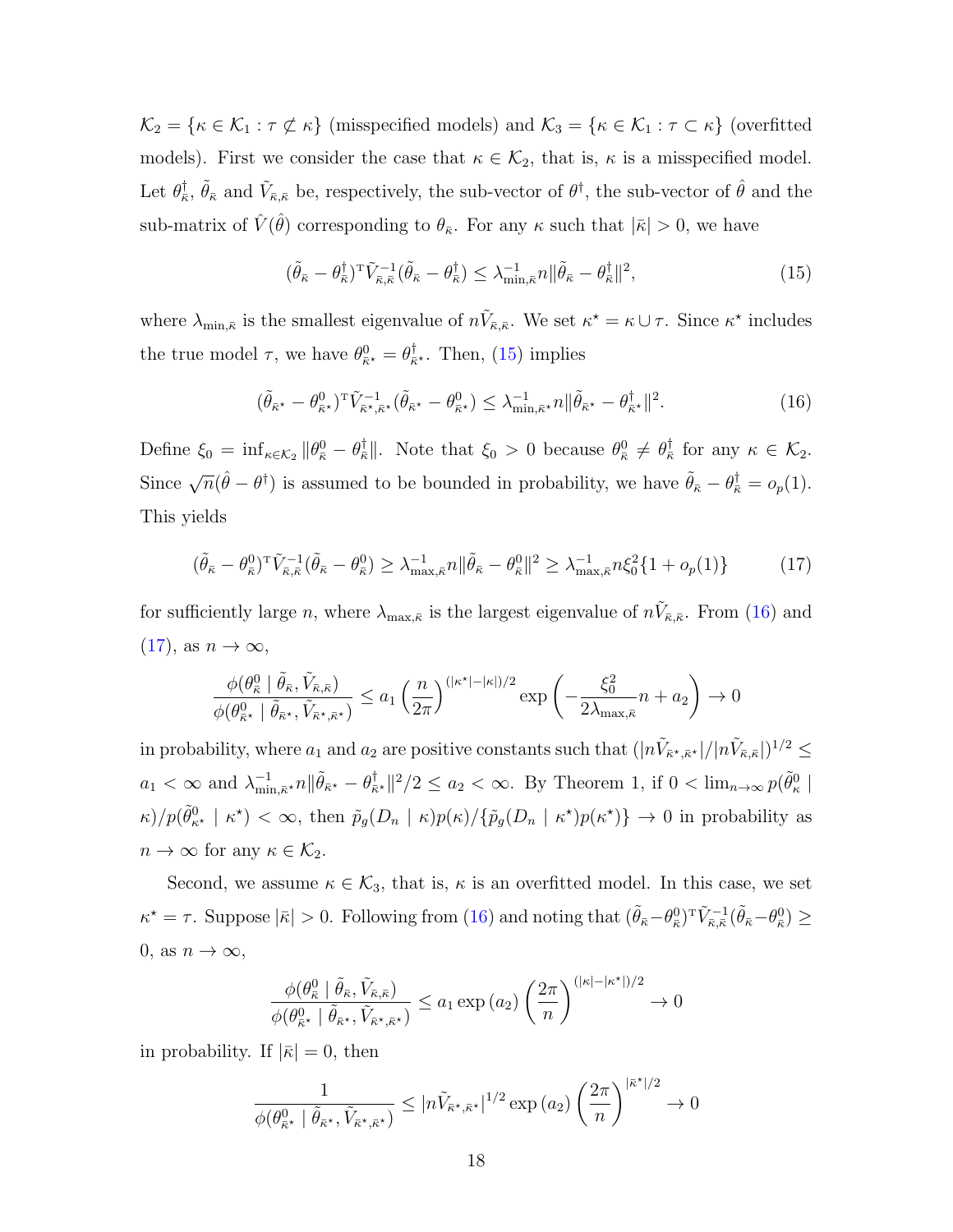$\mathcal{K}_2 = \{\kappa \in \mathcal{K}_1 : \tau \not\subset \kappa\}$ (misspecified models) and $\mathcal{K}_3 = \{\kappa \in \mathcal{K}_1 : \tau \subset \kappa\}$ (overfitted models). First we consider the case that $\kappa \in \mathcal{K}_2$, that is, $\kappa$ is a misspecified model. Let $\theta^\dagger_{\bar{\kappa}}$, $\tilde{\theta}_{\bar{\kappa}}$ and $\tilde{V}_{\bar{\kappa},\bar{\kappa}}$ be, respectively, the sub-vector of $\theta^\dagger$, the sub-vector of $\hat{\theta}$ and the sub-matrix of $\hat{V}(\hat{\theta})$ corresponding to $\theta_{\bar{\kappa}}$. For any $\kappa$ such that $|\bar{\kappa}| > 0$, we have

$$
(\tilde{\theta}_{\bar{\kappa}} - \theta^\dagger_{\bar{\kappa}})^{\mathrm{T}} \tilde{V}^{-1}_{\bar{\kappa},\bar{\kappa}} (\tilde{\theta}_{\bar{\kappa}} - \theta^\dagger_{\bar{\kappa}}) \leq \lambda^{-1}_{\min,\bar{\kappa}} n \|\tilde{\theta}_{\bar{\kappa}} - \theta^\dagger_{\bar{\kappa}}\|^2, \tag{15}
$$

where $\lambda_{\min,\bar{\kappa}}$ is the smallest eigenvalue of $n\tilde{V}_{\bar{\kappa},\bar{\kappa}}$. We set $\kappa^\star = \kappa \cup \tau$. Since $\kappa^\star$ includes the true model $\tau$, we have $\theta^0_{\bar{\kappa}^\star} = \theta^\dagger_{\bar{\kappa}^\star}$. Then, (15) implies

$$
(\tilde{\theta}_{\bar{\kappa}^\star} - \theta^0_{\bar{\kappa}^\star})^{\mathrm{T}} \tilde{V}^{-1}_{\bar{\kappa}^\star,\bar{\kappa}^\star} (\tilde{\theta}_{\bar{\kappa}^\star} - \theta^0_{\bar{\kappa}^\star}) \leq \lambda^{-1}_{\min,\bar{\kappa}^\star} n \|\tilde{\theta}_{\bar{\kappa}^\star} - \theta^\dagger_{\bar{\kappa}^\star}\|^2. \tag{16}
$$

Define $\xi_0 = \inf_{\kappa \in \mathcal{K}_2} \|\theta^0_{\bar{\kappa}} - \theta^\dagger_{\bar{\kappa}}\|$. Note that $\xi_0 > 0$ because $\theta^0_{\bar{\kappa}} \neq \theta^\dagger_{\bar{\kappa}}$ for any $\kappa \in \mathcal{K}_2$. Since $\sqrt{n}(\hat{\theta} - \theta^\dagger)$ is assumed to be bounded in probability, we have $\tilde{\theta}_{\bar{\kappa}} - \theta^\dagger_{\bar{\kappa}} = o_p(1)$. This yields

$$
(\tilde{\theta}_{\bar{\kappa}} - \theta^0_{\bar{\kappa}})^{\mathrm{T}} \tilde{V}^{-1}_{\bar{\kappa},\bar{\kappa}} (\tilde{\theta}_{\bar{\kappa}} - \theta^0_{\bar{\kappa}}) \geq \lambda^{-1}_{\max,\bar{\kappa}} n \|\tilde{\theta}_{\bar{\kappa}} - \theta^0_{\bar{\kappa}}\|^2 \geq \lambda^{-1}_{\max,\bar{\kappa}} n \xi_0^2 \{1 + o_p(1)\} \tag{17}
$$

for sufficiently large $n$, where $\lambda_{\max,\bar{\kappa}}$ is the largest eigenvalue of $n\tilde{V}_{\bar{\kappa},\bar{\kappa}}$. From (16) and (17), as $n \to \infty$,

$$
\frac{\phi(\theta^0_{\bar{\kappa}} \mid \tilde{\theta}_{\bar{\kappa}}, \tilde{V}_{\bar{\kappa},\bar{\kappa}})}{\phi(\theta^0_{\bar{\kappa}^\star} \mid \tilde{\theta}_{\bar{\kappa}^\star}, \tilde{V}_{\bar{\kappa}^\star,\bar{\kappa}^\star})} \leq a_1 \left(\frac{n}{2\pi}\right)^{(|\kappa^\star| - |\kappa|)/2} \exp\left(-\frac{\xi_0^2}{2\lambda_{\max,\bar{\kappa}}} n + a_2\right) \to 0
$$

in probability, where $a_1$ and $a_2$ are positive constants such that $(|n\tilde{V}_{\bar{\kappa}^\star,\bar{\kappa}^\star}|/|n\tilde{V}_{\bar{\kappa},\bar{\kappa}}|)^{1/2} \leq a_1 < \infty$ and $\lambda^{-1}_{\min,\bar{\kappa}^\star} n \|\tilde{\theta}_{\bar{\kappa}^\star} - \theta^\dagger_{\bar{\kappa}^\star}\|^2/2 \leq a_2 < \infty$. By Theorem 1, if $0 < \lim_{n\to\infty} p(\tilde{\theta}^0_\kappa \mid \kappa)/p(\tilde{\theta}^0_{\kappa^\star} \mid \kappa^\star) < \infty$, then $\tilde{p}_g(D_n \mid \kappa)p(\kappa)/\{\tilde{p}_g(D_n \mid \kappa^\star)p(\kappa^\star)\} \to 0$ in probability as $n \to \infty$ for any $\kappa \in \mathcal{K}_2$.

Second, we assume $\kappa \in \mathcal{K}_3$, that is, $\kappa$ is an overfitted model. In this case, we set $\kappa^\star = \tau$. Suppose $|\bar{\kappa}| > 0$. Following from (16) and noting that $(\tilde{\theta}_{\bar{\kappa}} - \theta^0_{\bar{\kappa}})^{\mathrm{T}} \tilde{V}^{-1}_{\bar{\kappa},\bar{\kappa}} (\tilde{\theta}_{\bar{\kappa}} - \theta^0_{\bar{\kappa}}) \geq 0$, as $n \to \infty$,

$$
\frac{\phi(\theta^0_{\bar{\kappa}} \mid \tilde{\theta}_{\bar{\kappa}}, \tilde{V}_{\bar{\kappa},\bar{\kappa}})}{\phi(\theta^0_{\bar{\kappa}^\star} \mid \tilde{\theta}_{\bar{\kappa}^\star}, \tilde{V}_{\bar{\kappa}^\star,\bar{\kappa}^\star})} \leq a_1 \exp(a_2) \left(\frac{2\pi}{n}\right)^{(|\kappa| - |\kappa^\star|)/2} \to 0
$$

in probability. If $|\bar{\kappa}| = 0$, then

$$
\frac{1}{\phi(\theta^0_{\bar{\kappa}^\star} \mid \tilde{\theta}_{\bar{\kappa}^\star}, \tilde{V}_{\bar{\kappa}^\star,\bar{\kappa}^\star})} \leq |n\tilde{V}_{\bar{\kappa}^\star,\bar{\kappa}^\star}|^{1/2} \exp(a_2) \left(\frac{2\pi}{n}\right)^{|\bar{\kappa}^\star|/2} \to 0
$$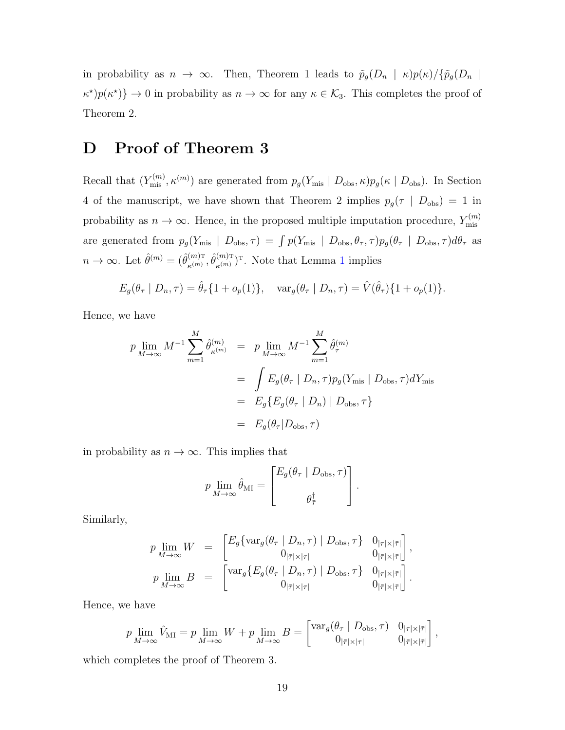in probability as $n \to \infty$. Then, Theorem 1 leads to $\tilde{p}_g(D_n \mid \kappa)p(\kappa)/\{\tilde{p}_g(D_n \mid \kappa^\star)p(\kappa^\star)\} \to 0$ in probability as $n \to \infty$ for any $\kappa \in \mathcal{K}_3$. This completes the proof of Theorem 2.

# D Proof of Theorem 3

Recall that $(Y_{\rm mis}^{(m)}, \kappa^{(m)})$ are generated from $p_g(Y_{\rm mis} \mid D_{\rm obs}, \kappa)p_g(\kappa \mid D_{\rm obs})$. In Section 4 of the manuscript, we have shown that Theorem 2 implies $p_g(\tau \mid D_{\rm obs}) = 1$ in probability as $n \to \infty$. Hence, in the proposed multiple imputation procedure, $Y_{\rm mis}^{(m)}$ are generated from $p_g(Y_{\rm mis} \mid D_{\rm obs}, \tau) = \int p(Y_{\rm mis} \mid D_{\rm obs}, \theta_\tau, \tau)p_g(\theta_\tau \mid D_{\rm obs}, \tau)d\theta_\tau$ as $n \to \infty$. Let $\hat{\theta}^{(m)} = (\hat{\theta}_{\kappa^{(m)}}^{(m){\rm T}}, \hat{\theta}_{\bar{\kappa}^{(m)}}^{(m){\rm T}})^{\rm T}$. Note that Lemma 1 implies

$$E_g(\theta_\tau \mid D_n, \tau) = \hat{\theta}_\tau\{1 + o_p(1)\}, \quad {\rm var}_g(\theta_\tau \mid D_n, \tau) = \hat{V}(\hat{\theta}_\tau)\{1 + o_p(1)\}.$$

Hence, we have

$$\begin{aligned} p\lim_{M\to\infty} M^{-1}\sum_{m=1}^{M}\hat{\theta}_{\kappa^{(m)}}^{(m)} &= p\lim_{M\to\infty} M^{-1}\sum_{m=1}^{M}\hat{\theta}_{\tau}^{(m)} \\ &= \int E_g(\theta_\tau \mid D_n, \tau)p_g(Y_{\rm mis} \mid D_{\rm obs}, \tau)dY_{\rm mis} \\ &= E_g\{E_g(\theta_\tau \mid D_n) \mid D_{\rm obs}, \tau\} \\ &= E_g(\theta_\tau | D_{\rm obs}, \tau) \end{aligned}$$

in probability as $n \to \infty$. This implies that

$$p\lim_{M\to\infty}\hat{\theta}_{\rm MI} = \begin{bmatrix} E_g(\theta_\tau \mid D_{\rm obs}, \tau) \\ \\ \theta_{\bar{\tau}}^\dagger \end{bmatrix}.$$

Similarly,

$$\begin{aligned} p\lim_{M\to\infty} W &= \begin{bmatrix} E_g\{{\rm var}_g(\theta_\tau \mid D_n, \tau) \mid D_{\rm obs}, \tau\} & 0_{|\tau|\times|\bar{\tau}|} \\ 0_{|\bar{\tau}|\times|\tau|} & 0_{|\bar{\tau}|\times|\bar{\tau}|} \end{bmatrix}, \\ p\lim_{M\to\infty} B &= \begin{bmatrix} {\rm var}_g\{E_g(\theta_\tau \mid D_n, \tau) \mid D_{\rm obs}, \tau\} & 0_{|\tau|\times|\bar{\tau}|} \\ 0_{|\bar{\tau}|\times|\tau|} & 0_{|\bar{\tau}|\times|\bar{\tau}|} \end{bmatrix}. \end{aligned}$$

Hence, we have

$$p\lim_{M\to\infty}\hat{V}_{\rm MI} = p\lim_{M\to\infty} W + p\lim_{M\to\infty} B = \begin{bmatrix} {\rm var}_g(\theta_\tau \mid D_{\rm obs}, \tau) & 0_{|\tau|\times|\bar{\tau}|} \\ 0_{|\bar{\tau}|\times|\tau|} & 0_{|\bar{\tau}|\times|\bar{\tau}|} \end{bmatrix},$$

which completes the proof of Theorem 3.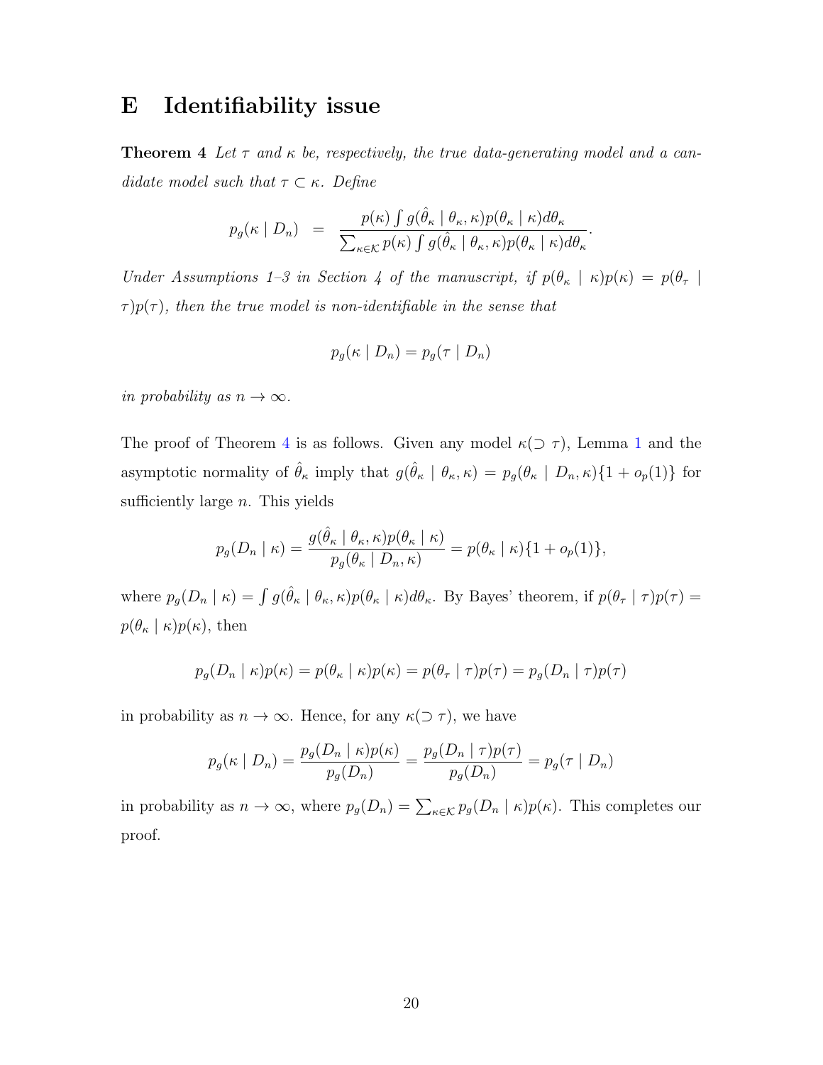# E Identifiability issue

**Theorem 4** *Let $\tau$ and $\kappa$ be, respectively, the true data-generating model and a candidate model such that $\tau \subset \kappa$. Define*

$$p_g(\kappa \mid D_n) \;\; = \;\; \frac{p(\kappa) \int g(\hat{\theta}_\kappa \mid \theta_\kappa, \kappa) p(\theta_\kappa \mid \kappa) d\theta_\kappa}{\sum_{\kappa \in \mathcal{K}} p(\kappa) \int g(\hat{\theta}_\kappa \mid \theta_\kappa, \kappa) p(\theta_\kappa \mid \kappa) d\theta_\kappa}.$$

*Under Assumptions 1–3 in Section 4 of the manuscript, if $p(\theta_\kappa \mid \kappa)p(\kappa) = p(\theta_\tau \mid \tau)p(\tau)$, then the true model is non-identifiable in the sense that*

$$p_g(\kappa \mid D_n) = p_g(\tau \mid D_n)$$

*in probability as $n \to \infty$.*

The proof of Theorem 4 is as follows. Given any model $\kappa (\supset \tau)$, Lemma 1 and the asymptotic normality of $\hat{\theta}_\kappa$ imply that $g(\hat{\theta}_\kappa \mid \theta_\kappa, \kappa) = p_g(\theta_\kappa \mid D_n, \kappa)\{1 + o_p(1)\}$ for sufficiently large $n$. This yields

$$p_g(D_n \mid \kappa) = \frac{g(\hat{\theta}_\kappa \mid \theta_\kappa, \kappa) p(\theta_\kappa \mid \kappa)}{p_g(\theta_\kappa \mid D_n, \kappa)} = p(\theta_\kappa \mid \kappa)\{1 + o_p(1)\},$$

where $p_g(D_n \mid \kappa) = \int g(\hat{\theta}_\kappa \mid \theta_\kappa, \kappa) p(\theta_\kappa \mid \kappa) d\theta_\kappa$. By Bayes' theorem, if $p(\theta_\tau \mid \tau)p(\tau) = p(\theta_\kappa \mid \kappa)p(\kappa)$, then

$$p_g(D_n \mid \kappa)p(\kappa) = p(\theta_\kappa \mid \kappa)p(\kappa) = p(\theta_\tau \mid \tau)p(\tau) = p_g(D_n \mid \tau)p(\tau)$$

in probability as $n \to \infty$. Hence, for any $\kappa (\supset \tau)$, we have

$$p_g(\kappa \mid D_n) = \frac{p_g(D_n \mid \kappa)p(\kappa)}{p_g(D_n)} = \frac{p_g(D_n \mid \tau)p(\tau)}{p_g(D_n)} = p_g(\tau \mid D_n)$$

in probability as $n \to \infty$, where $p_g(D_n) = \sum_{\kappa \in \mathcal{K}} p_g(D_n \mid \kappa)p(\kappa)$. This completes our proof.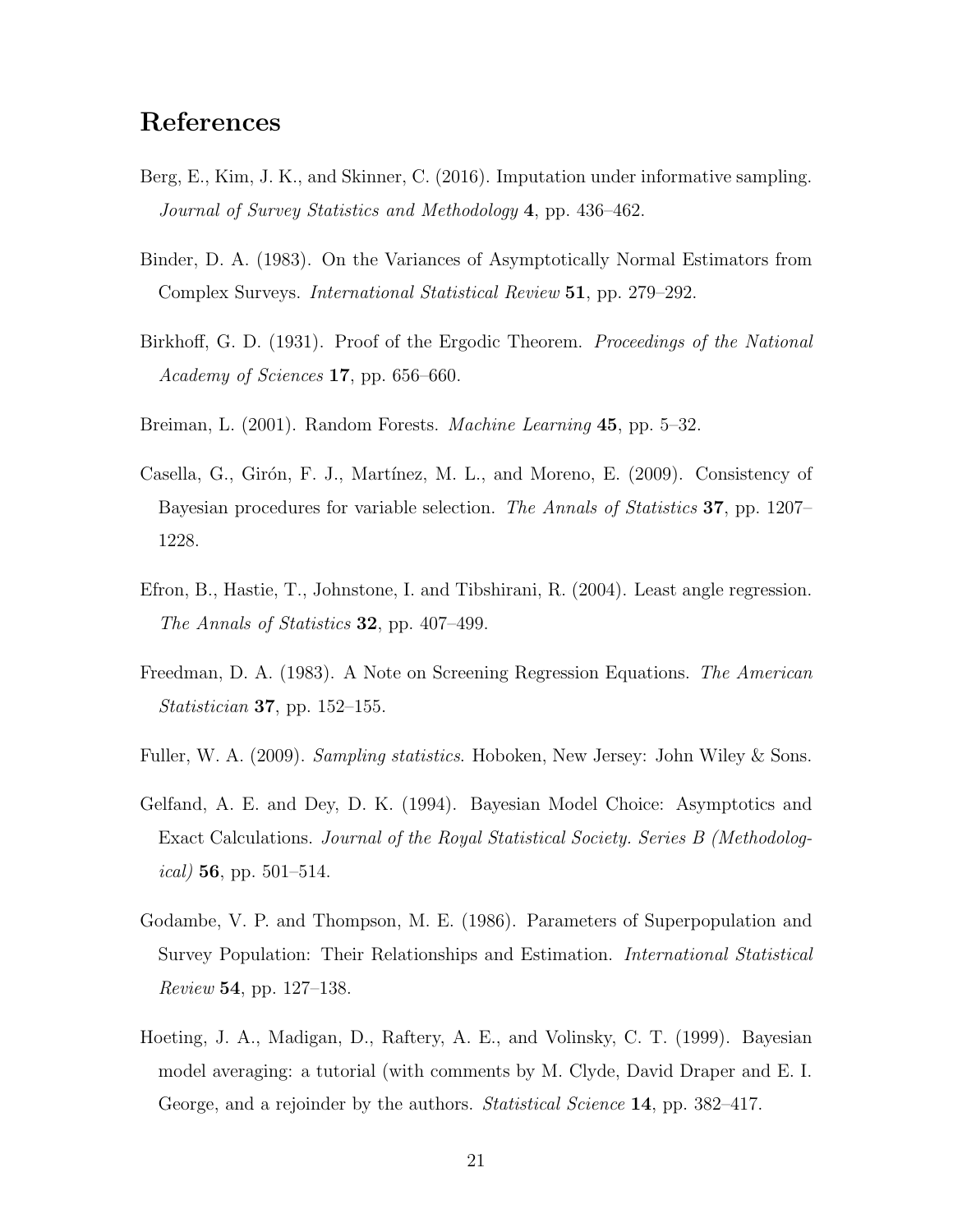## References

Berg, E., Kim, J. K., and Skinner, C. (2016). Imputation under informative sampling. *Journal of Survey Statistics and Methodology* **4**, pp. 436–462.

Binder, D. A. (1983). On the Variances of Asymptotically Normal Estimators from Complex Surveys. *International Statistical Review* **51**, pp. 279–292.

Birkhoff, G. D. (1931). Proof of the Ergodic Theorem. *Proceedings of the National Academy of Sciences* **17**, pp. 656–660.

Breiman, L. (2001). Random Forests. *Machine Learning* **45**, pp. 5–32.

Casella, G., Girón, F. J., Martínez, M. L., and Moreno, E. (2009). Consistency of Bayesian procedures for variable selection. *The Annals of Statistics* **37**, pp. 1207–1228.

Efron, B., Hastie, T., Johnstone, I. and Tibshirani, R. (2004). Least angle regression. *The Annals of Statistics* **32**, pp. 407–499.

Freedman, D. A. (1983). A Note on Screening Regression Equations. *The American Statistician* **37**, pp. 152–155.

Fuller, W. A. (2009). *Sampling statistics*. Hoboken, New Jersey: John Wiley & Sons.

Gelfand, A. E. and Dey, D. K. (1994). Bayesian Model Choice: Asymptotics and Exact Calculations. *Journal of the Royal Statistical Society. Series B (Methodological)* **56**, pp. 501–514.

Godambe, V. P. and Thompson, M. E. (1986). Parameters of Superpopulation and Survey Population: Their Relationships and Estimation. *International Statistical Review* **54**, pp. 127–138.

Hoeting, J. A., Madigan, D., Raftery, A. E., and Volinsky, C. T. (1999). Bayesian model averaging: a tutorial (with comments by M. Clyde, David Draper and E. I. George, and a rejoinder by the authors. *Statistical Science* **14**, pp. 382–417.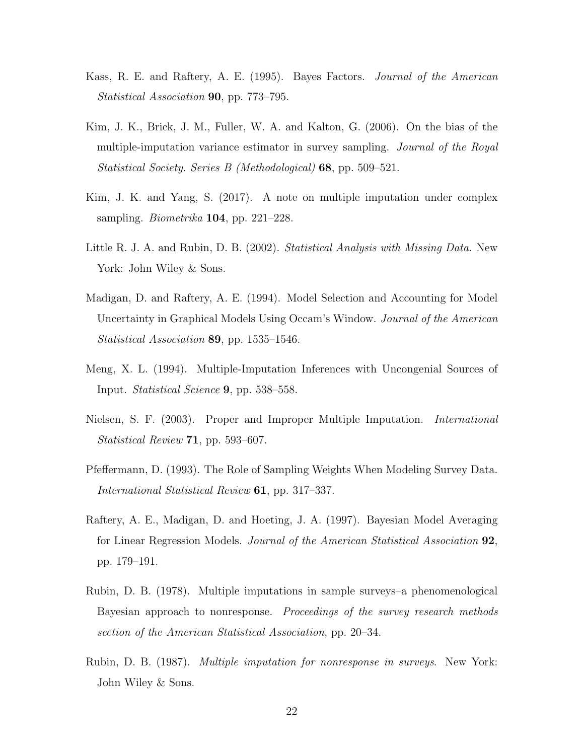Kass, R. E. and Raftery, A. E. (1995). Bayes Factors. *Journal of the American Statistical Association* **90**, pp. 773–795.

Kim, J. K., Brick, J. M., Fuller, W. A. and Kalton, G. (2006). On the bias of the multiple-imputation variance estimator in survey sampling. *Journal of the Royal Statistical Society. Series B (Methodological)* **68**, pp. 509–521.

Kim, J. K. and Yang, S. (2017). A note on multiple imputation under complex sampling. *Biometrika* **104**, pp. 221–228.

Little R. J. A. and Rubin, D. B. (2002). *Statistical Analysis with Missing Data*. New York: John Wiley & Sons.

Madigan, D. and Raftery, A. E. (1994). Model Selection and Accounting for Model Uncertainty in Graphical Models Using Occam's Window. *Journal of the American Statistical Association* **89**, pp. 1535–1546.

Meng, X. L. (1994). Multiple-Imputation Inferences with Uncongenial Sources of Input. *Statistical Science* **9**, pp. 538–558.

Nielsen, S. F. (2003). Proper and Improper Multiple Imputation. *International Statistical Review* **71**, pp. 593–607.

Pfeffermann, D. (1993). The Role of Sampling Weights When Modeling Survey Data. *International Statistical Review* **61**, pp. 317–337.

Raftery, A. E., Madigan, D. and Hoeting, J. A. (1997). Bayesian Model Averaging for Linear Regression Models. *Journal of the American Statistical Association* **92**, pp. 179–191.

Rubin, D. B. (1978). Multiple imputations in sample surveys–a phenomenological Bayesian approach to nonresponse. *Proceedings of the survey research methods section of the American Statistical Association*, pp. 20–34.

Rubin, D. B. (1987). *Multiple imputation for nonresponse in surveys*. New York: John Wiley & Sons.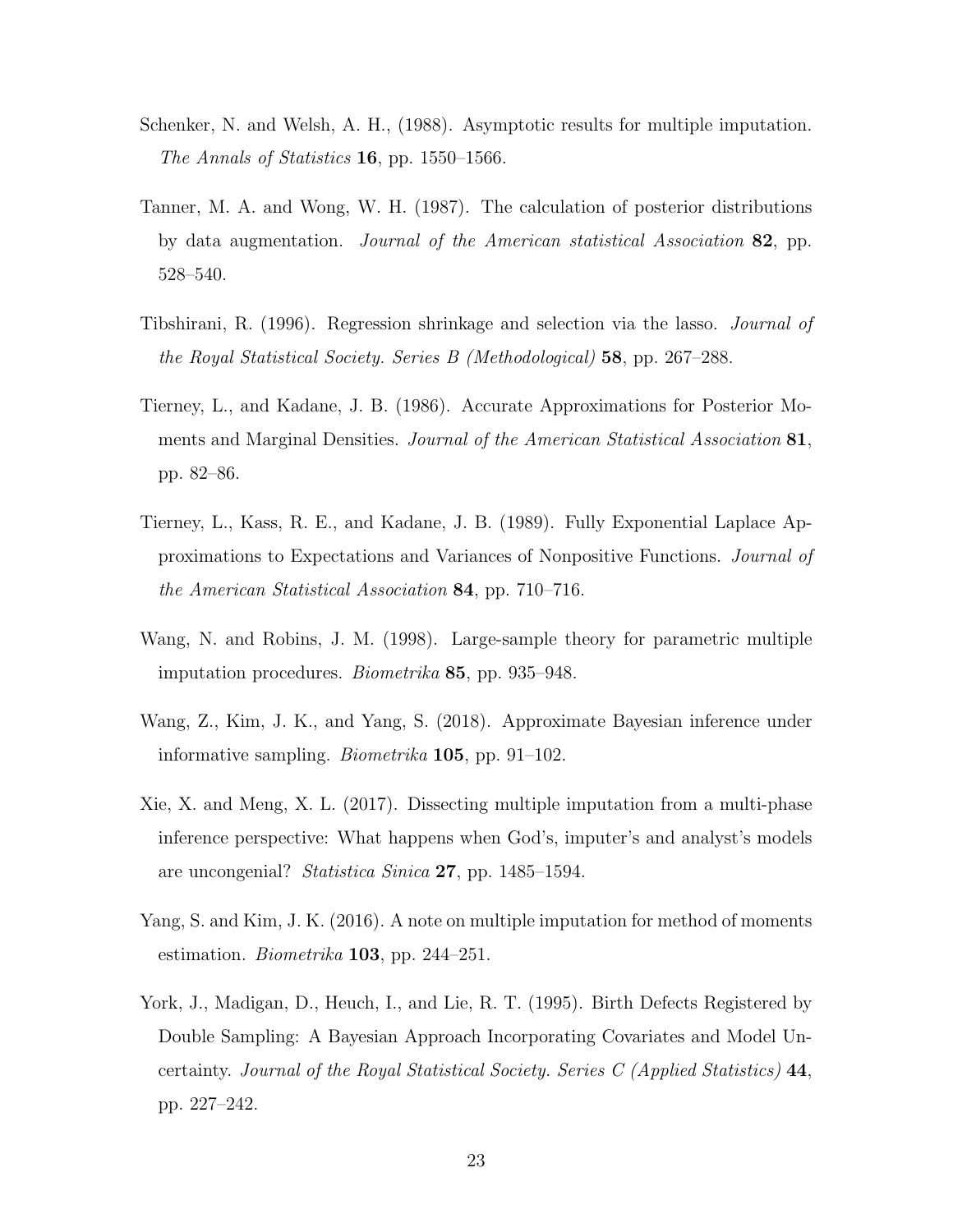Schenker, N. and Welsh, A. H., (1988). Asymptotic results for multiple imputation. *The Annals of Statistics* **16**, pp. 1550–1566.

Tanner, M. A. and Wong, W. H. (1987). The calculation of posterior distributions by data augmentation. *Journal of the American statistical Association* **82**, pp. 528–540.

Tibshirani, R. (1996). Regression shrinkage and selection via the lasso. *Journal of the Royal Statistical Society. Series B (Methodological)* **58**, pp. 267–288.

Tierney, L., and Kadane, J. B. (1986). Accurate Approximations for Posterior Moments and Marginal Densities. *Journal of the American Statistical Association* **81**, pp. 82–86.

Tierney, L., Kass, R. E., and Kadane, J. B. (1989). Fully Exponential Laplace Approximations to Expectations and Variances of Nonpositive Functions. *Journal of the American Statistical Association* **84**, pp. 710–716.

Wang, N. and Robins, J. M. (1998). Large-sample theory for parametric multiple imputation procedures. *Biometrika* **85**, pp. 935–948.

Wang, Z., Kim, J. K., and Yang, S. (2018). Approximate Bayesian inference under informative sampling. *Biometrika* **105**, pp. 91–102.

Xie, X. and Meng, X. L. (2017). Dissecting multiple imputation from a multi-phase inference perspective: What happens when God's, imputer's and analyst's models are uncongenial? *Statistica Sinica* **27**, pp. 1485–1594.

Yang, S. and Kim, J. K. (2016). A note on multiple imputation for method of moments estimation. *Biometrika* **103**, pp. 244–251.

York, J., Madigan, D., Heuch, I., and Lie, R. T. (1995). Birth Defects Registered by Double Sampling: A Bayesian Approach Incorporating Covariates and Model Uncertainty. *Journal of the Royal Statistical Society. Series C (Applied Statistics)* **44**, pp. 227–242.